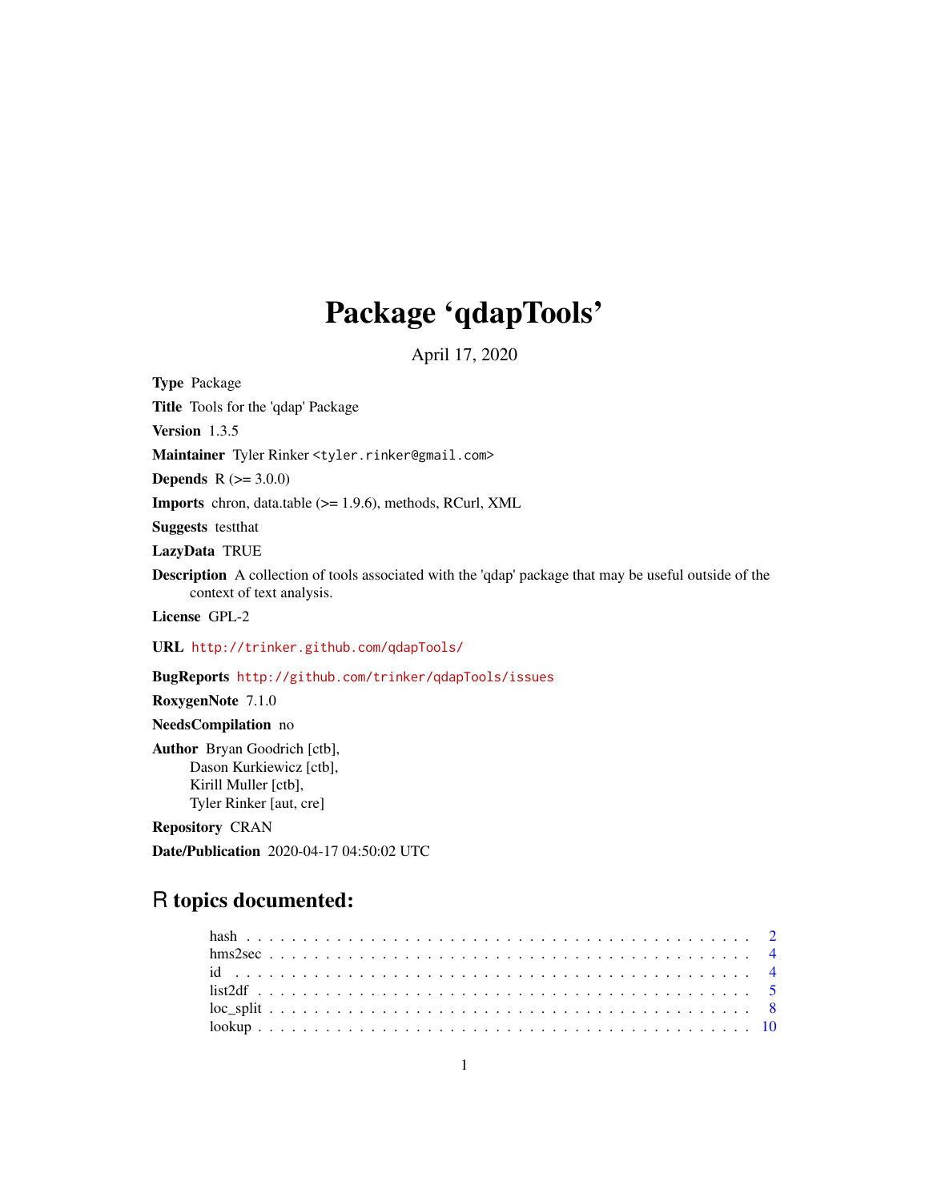# Package 'qdapTools'

April 17, 2020

**Type** Package

**Title** Tools for the 'qdap' Package

**Version** 1.3.5

**Maintainer** Tyler Rinker <tyler.rinker@gmail.com>

**Depends** R (>= 3.0.0)

**Imports** chron, data.table (>= 1.9.6), methods, RCurl, XML

**Suggests** testthat

**LazyData** TRUE

**Description** A collection of tools associated with the 'qdap' package that may be useful outside of the context of text analysis.

**License** GPL-2

**URL** http://trinker.github.com/qdapTools/

**BugReports** http://github.com/trinker/qdapTools/issues

**RoxygenNote** 7.1.0

**NeedsCompilation** no

**Author** Bryan Goodrich [ctb],
Dason Kurkiewicz [ctb],
Kirill Muller [ctb],
Tyler Rinker [aut, cre]

**Repository** CRAN

**Date/Publication** 2020-04-17 04:50:02 UTC

## R topics documented:

hash . . . . . . . . . . . . . . . . . . . . . . . . . . . . . . . . . . . . . . . . . . . . 2
hms2sec . . . . . . . . . . . . . . . . . . . . . . . . . . . . . . . . . . . . . . . . . . 4
id . . . . . . . . . . . . . . . . . . . . . . . . . . . . . . . . . . . . . . . . . . . . . 4
list2df . . . . . . . . . . . . . . . . . . . . . . . . . . . . . . . . . . . . . . . . . . . 5
loc_split . . . . . . . . . . . . . . . . . . . . . . . . . . . . . . . . . . . . . . . . . . 8
lookup . . . . . . . . . . . . . . . . . . . . . . . . . . . . . . . . . . . . . . . . . . . 10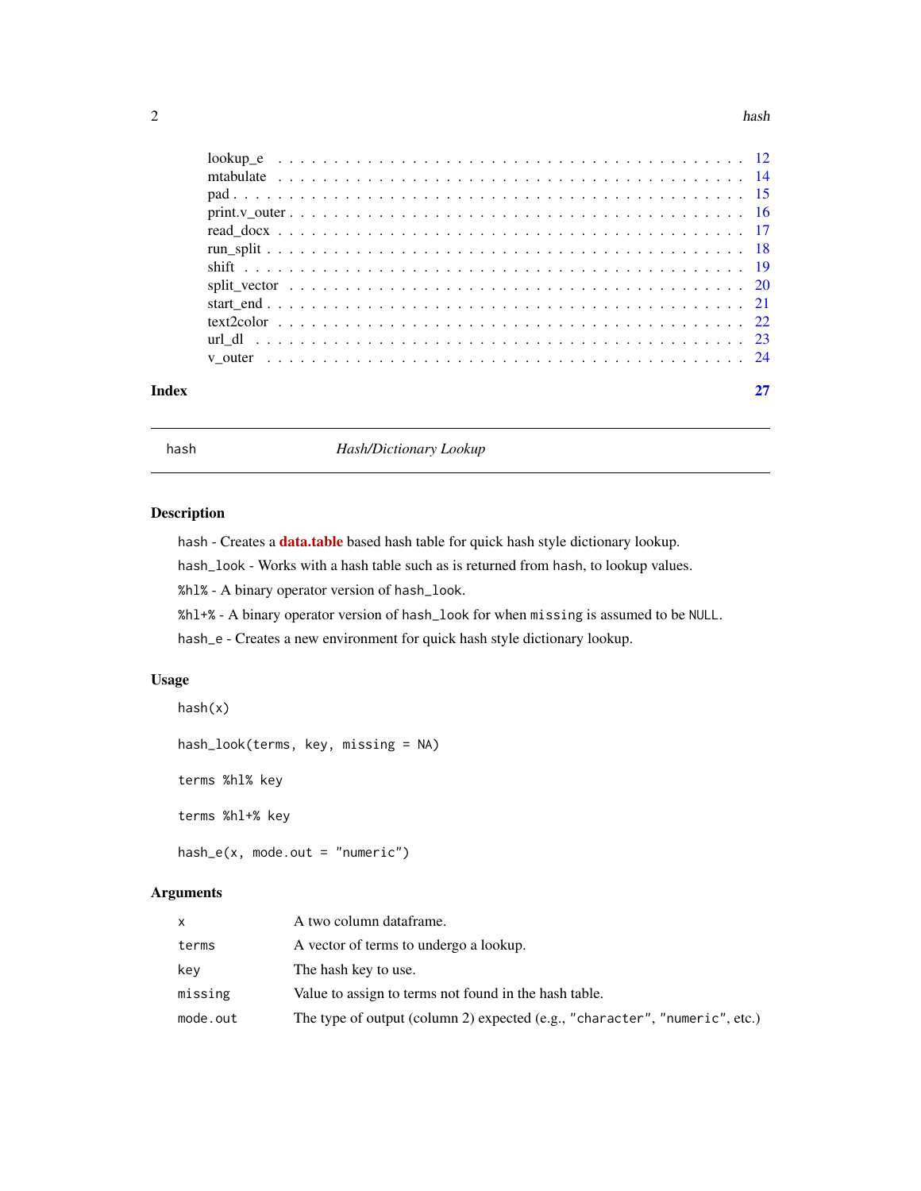| | |
|---|---|
| lookup_e | 12 |
| mtabulate | 14 |
| pad | 15 |
| print.v_outer | 16 |
| read_docx | 17 |
| run_split | 18 |
| shift | 19 |
| split_vector | 20 |
| start_end | 21 |
| text2color | 22 |
| url_dl | 23 |
| v_outer | 24 |

**Index** 27

---

hash *Hash/Dictionary Lookup*

---

## Description

`hash` - Creates a **data.table** based hash table for quick hash style dictionary lookup.

`hash_look` - Works with a hash table such as is returned from `hash`, to lookup values.

`%hl%` - A binary operator version of `hash_look`.

`%hl+%` - A binary operator version of `hash_look` for when `missing` is assumed to be `NULL`.

`hash_e` - Creates a new environment for quick hash style dictionary lookup.

## Usage

```
hash(x)

hash_look(terms, key, missing = NA)

terms %hl% key

terms %hl+% key

hash_e(x, mode.out = "numeric")
```

## Arguments

| | |
|---|---|
| `x` | A two column dataframe. |
| `terms` | A vector of terms to undergo a lookup. |
| `key` | The hash key to use. |
| `missing` | Value to assign to terms not found in the hash table. |
| `mode.out` | The type of output (column 2) expected (e.g., `"character"`, `"numeric"`, etc.) |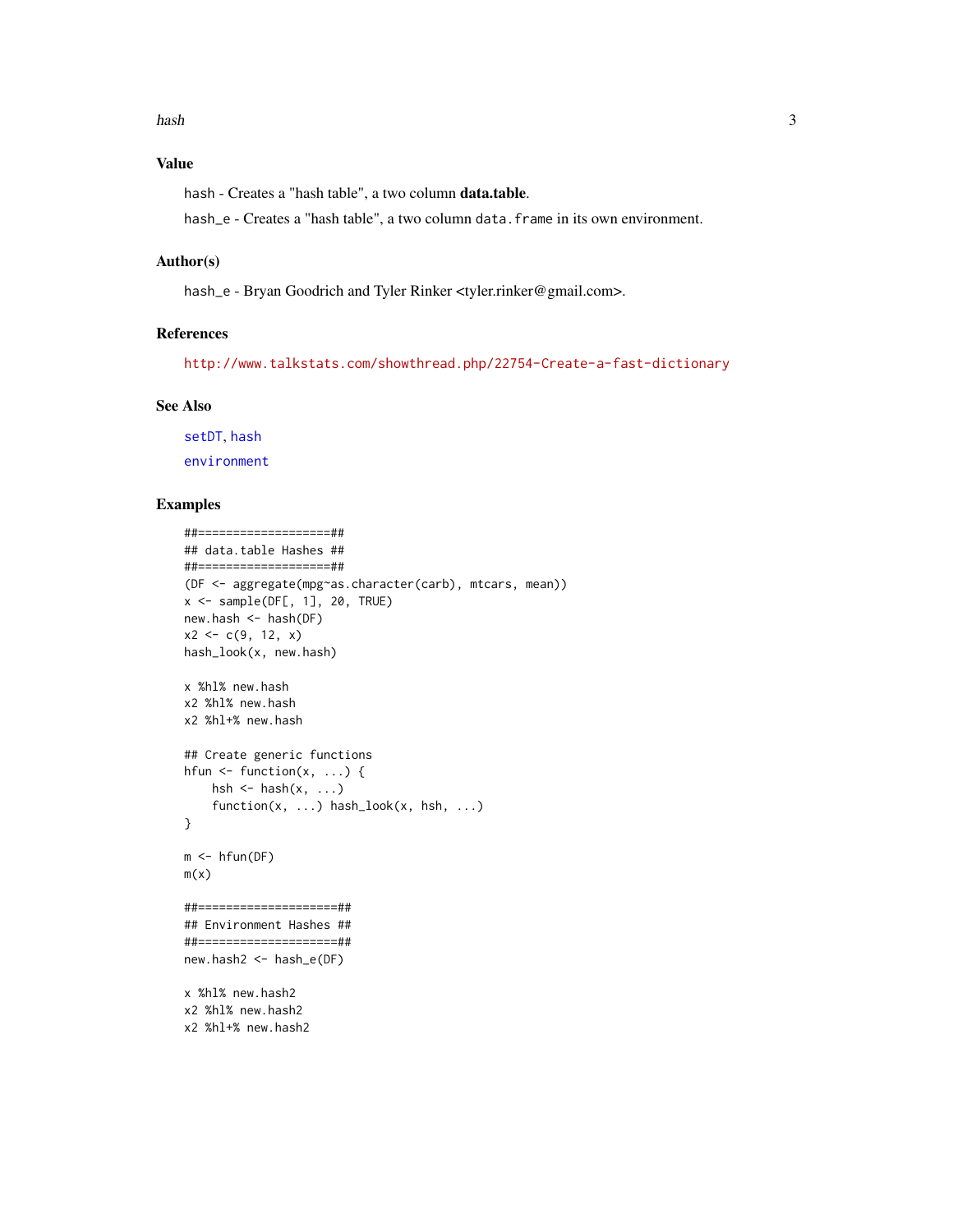## Value

`hash` - Creates a "hash table", a two column **data.table**.

`hash_e` - Creates a "hash table", a two column `data.frame` in its own environment.

## Author(s)

`hash_e` - Bryan Goodrich and Tyler Rinker <tyler.rinker@gmail.com>.

## References

http://www.talkstats.com/showthread.php/22754-Create-a-fast-dictionary

## See Also

`setDT`, `hash`

`environment`

## Examples

```
##===================##
## data.table Hashes ##
##===================##
(DF <- aggregate(mpg~as.character(carb), mtcars, mean))
x <- sample(DF[, 1], 20, TRUE)
new.hash <- hash(DF)
x2 <- c(9, 12, x)
hash_look(x, new.hash)

x %hl% new.hash
x2 %hl% new.hash
x2 %hl+% new.hash

## Create generic functions
hfun <- function(x, ...) {
    hsh <- hash(x, ...)
    function(x, ...) hash_look(x, hsh, ...)
}

m <- hfun(DF)
m(x)

##====================##
## Environment Hashes ##
##====================##
new.hash2 <- hash_e(DF)

x %hl% new.hash2
x2 %hl% new.hash2
x2 %hl+% new.hash2
```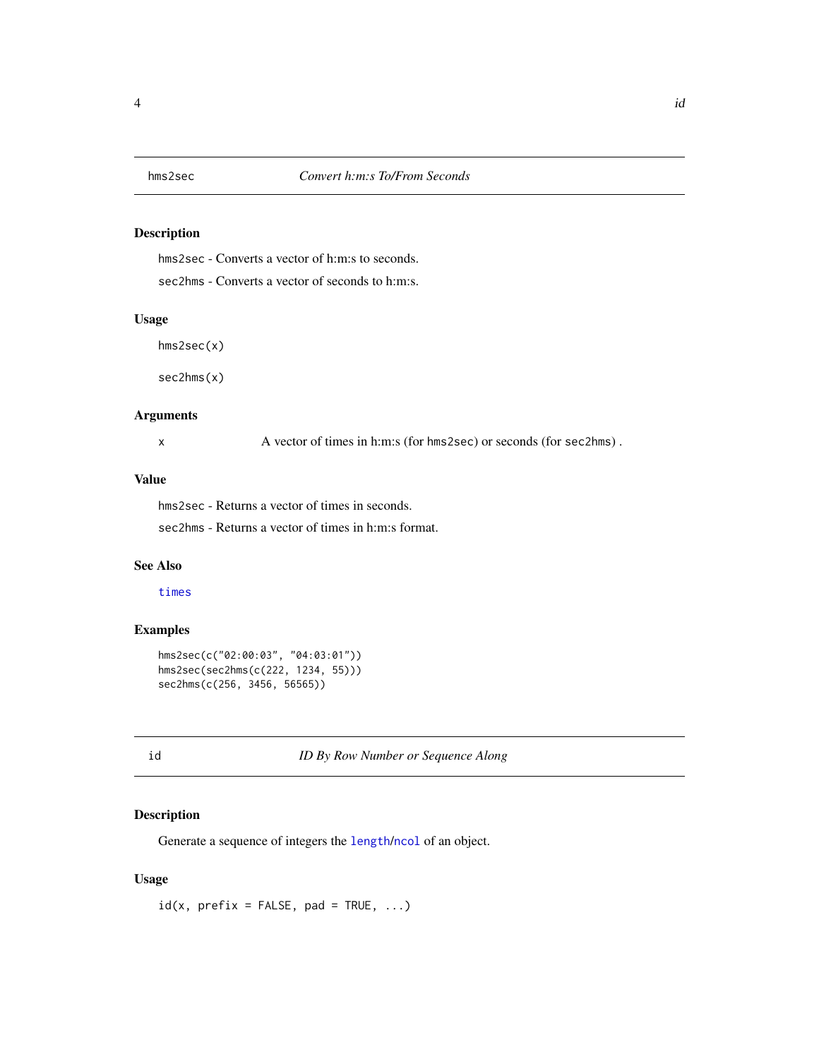## hms2sec — *Convert h:m:s To/From Seconds*

### Description

`hms2sec` - Converts a vector of h:m:s to seconds.

`sec2hms` - Converts a vector of seconds to h:m:s.

### Usage

```
hms2sec(x)

sec2hms(x)
```

### Arguments

| | |
|---|---|
| x | A vector of times in h:m:s (for `hms2sec`) or seconds (for `sec2hms`) . |

### Value

`hms2sec` - Returns a vector of times in seconds.

`sec2hms` - Returns a vector of times in h:m:s format.

### See Also

`times`

### Examples

```
hms2sec(c("02:00:03", "04:03:01"))
hms2sec(sec2hms(c(222, 1234, 55)))
sec2hms(c(256, 3456, 56565))
```

## id — *ID By Row Number or Sequence Along*

### Description

Generate a sequence of integers the `length`/`ncol` of an object.

### Usage

```
id(x, prefix = FALSE, pad = TRUE, ...)
```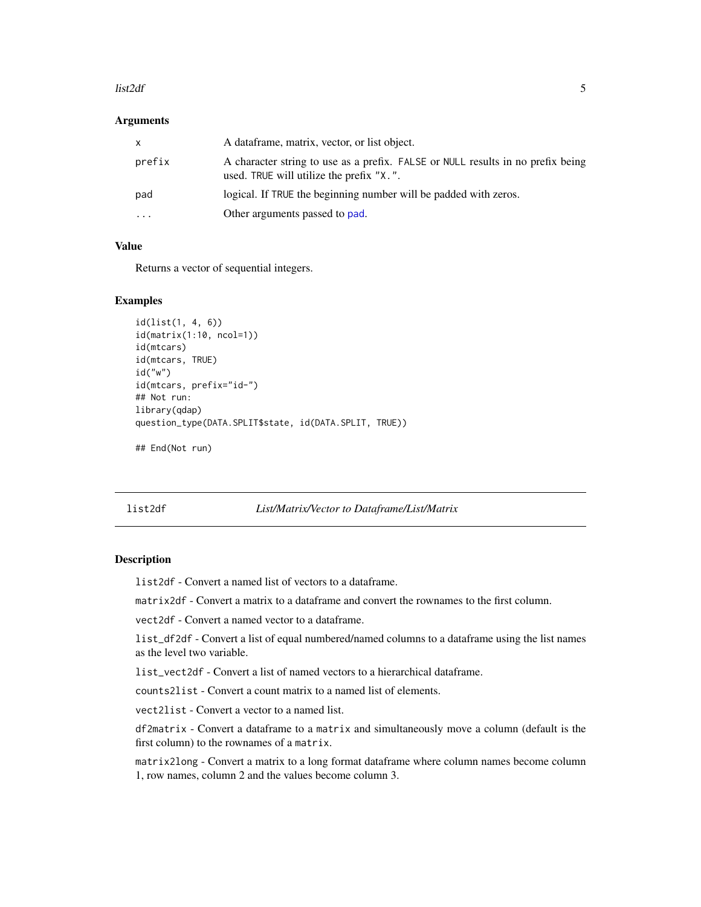### Arguments

| | |
|---|---|
| x | A dataframe, matrix, vector, or list object. |
| prefix | A character string to use as a prefix. FALSE or NULL results in no prefix being used. TRUE will utilize the prefix "X.". |
| pad | logical. If TRUE the beginning number will be padded with zeros. |
| ... | Other arguments passed to pad. |

### Value

Returns a vector of sequential integers.

### Examples

```
id(list(1, 4, 6))
id(matrix(1:10, ncol=1))
id(mtcars)
id(mtcars, TRUE)
id("w")
id(mtcars, prefix="id-")
## Not run:
library(qdap)
question_type(DATA.SPLIT$state, id(DATA.SPLIT, TRUE))

## End(Not run)
```

---

## list2df *List/Matrix/Vector to Dataframe/List/Matrix*

### Description

list2df - Convert a named list of vectors to a dataframe.

matrix2df - Convert a matrix to a dataframe and convert the rownames to the first column.

vect2df - Convert a named vector to a dataframe.

list_df2df - Convert a list of equal numbered/named columns to a dataframe using the list names as the level two variable.

list_vect2df - Convert a list of named vectors to a hierarchical dataframe.

counts2list - Convert a count matrix to a named list of elements.

vect2list - Convert a vector to a named list.

df2matrix - Convert a dataframe to a matrix and simultaneously move a column (default is the first column) to the rownames of a matrix.

matrix2long - Convert a matrix to a long format dataframe where column names become column 1, row names, column 2 and the values become column 3.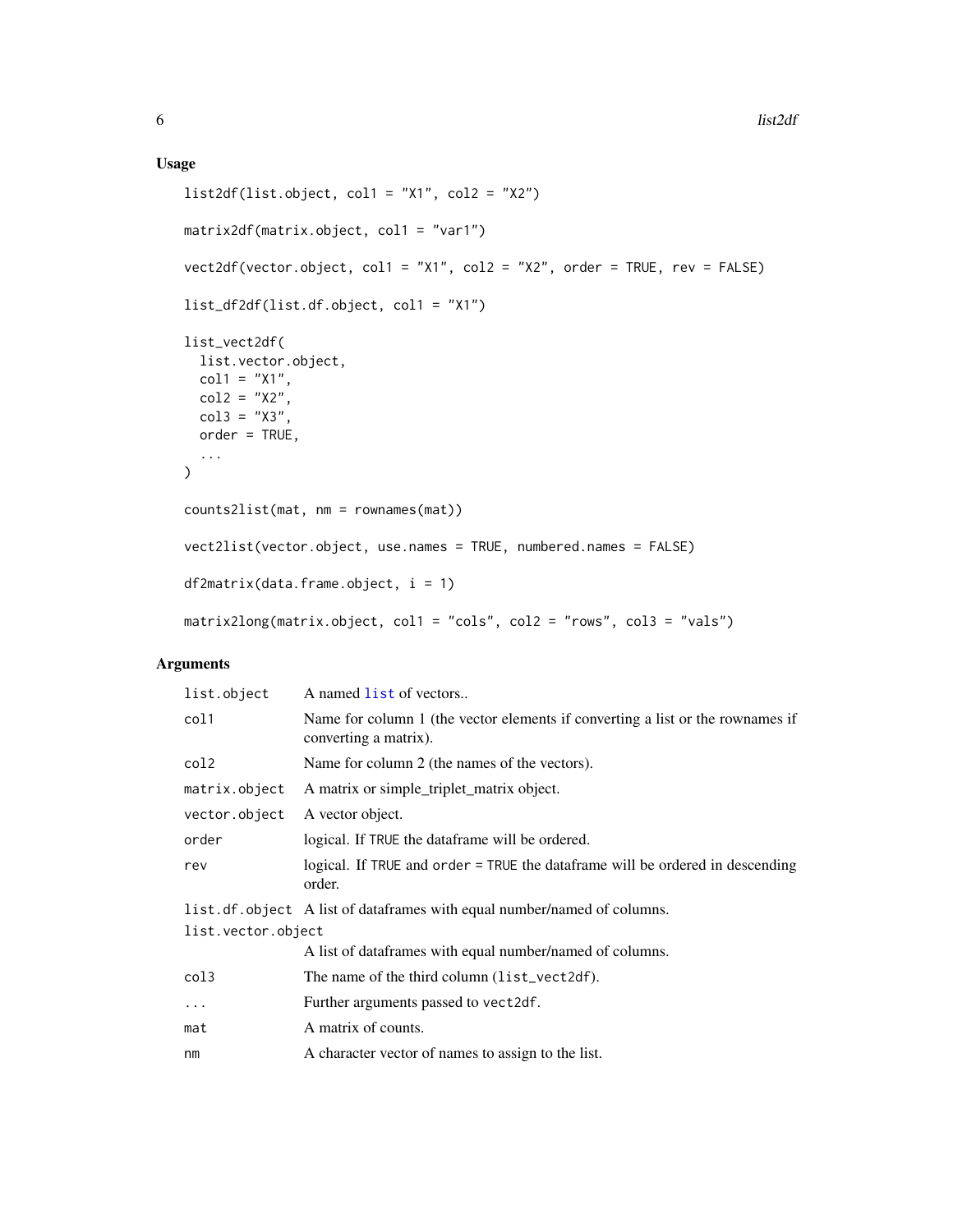## Usage

```
list2df(list.object, col1 = "X1", col2 = "X2")

matrix2df(matrix.object, col1 = "var1")

vect2df(vector.object, col1 = "X1", col2 = "X2", order = TRUE, rev = FALSE)

list_df2df(list.df.object, col1 = "X1")

list_vect2df(
  list.vector.object,
  col1 = "X1",
  col2 = "X2",
  col3 = "X3",
  order = TRUE,
  ...
)

counts2list(mat, nm = rownames(mat))

vect2list(vector.object, use.names = TRUE, numbered.names = FALSE)

df2matrix(data.frame.object, i = 1)

matrix2long(matrix.object, col1 = "cols", col2 = "rows", col3 = "vals")
```

## Arguments

| Argument | Description |
|---|---|
| `list.object` | A named `list` of vectors.. |
| `col1` | Name for column 1 (the vector elements if converting a list or the rownames if converting a matrix). |
| `col2` | Name for column 2 (the names of the vectors). |
| `matrix.object` | A matrix or simple_triplet_matrix object. |
| `vector.object` | A vector object. |
| `order` | logical. If `TRUE` the dataframe will be ordered. |
| `rev` | logical. If `TRUE` and `order = TRUE` the dataframe will be ordered in descending order. |
| `list.df.object` | A list of dataframes with equal number/named of columns. |
| `list.vector.object` | A list of dataframes with equal number/named of columns. |
| `col3` | The name of the third column (`list_vect2df`). |
| `...` | Further arguments passed to `vect2df`. |
| `mat` | A matrix of counts. |
| `nm` | A character vector of names to assign to the list. |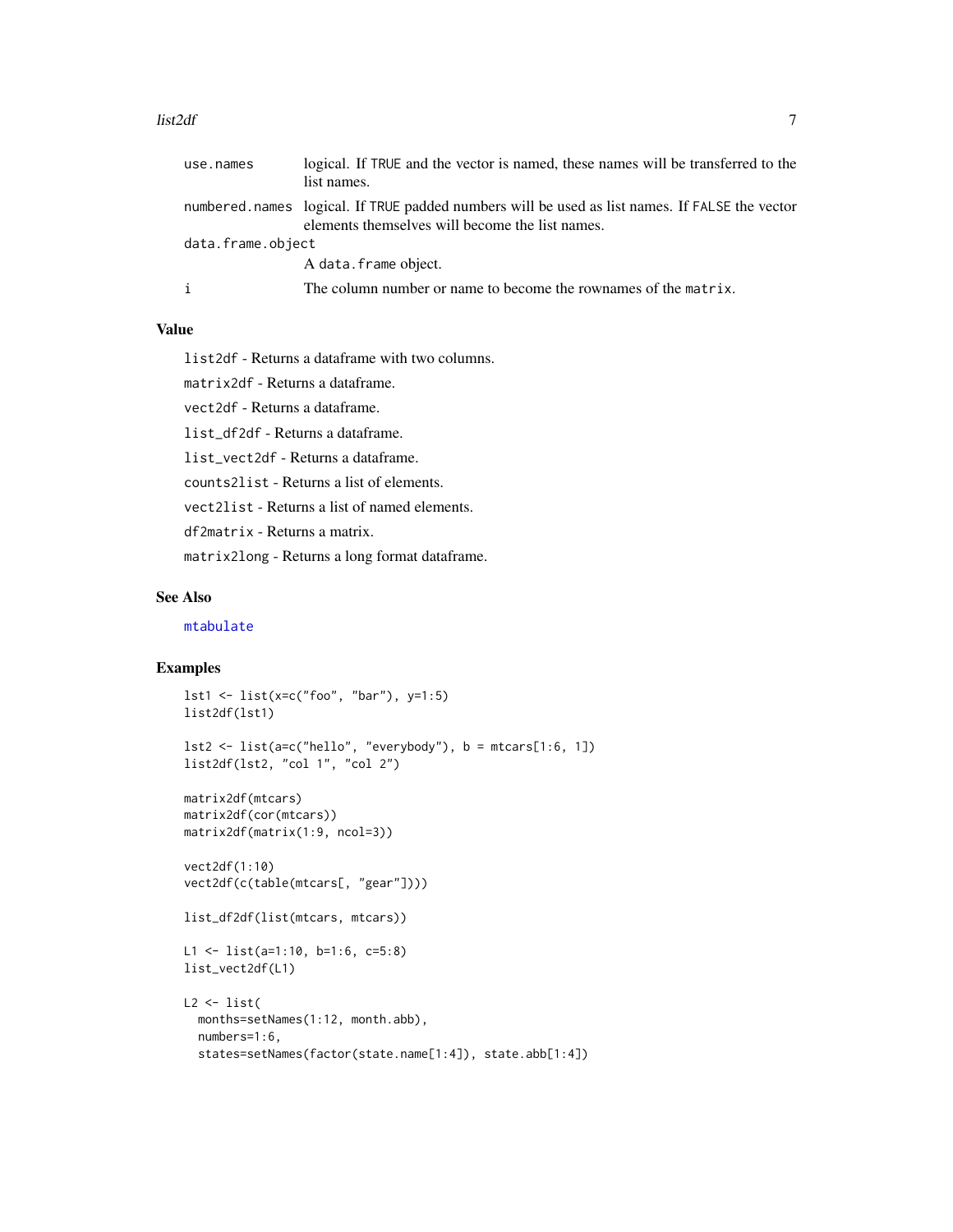| | |
|---|---|
| use.names | logical. If TRUE and the vector is named, these names will be transferred to the list names. |
| numbered.names | logical. If TRUE padded numbers will be used as list names. If FALSE the vector elements themselves will become the list names. |
| data.frame.object | A data.frame object. |
| i | The column number or name to become the rownames of the matrix. |

## Value

list2df - Returns a dataframe with two columns.

matrix2df - Returns a dataframe.

vect2df - Returns a dataframe.

list_df2df - Returns a dataframe.

list_vect2df - Returns a dataframe.

counts2list - Returns a list of elements.

vect2list - Returns a list of named elements.

df2matrix - Returns a matrix.

matrix2long - Returns a long format dataframe.

## See Also

mtabulate

## Examples

```
lst1 <- list(x=c("foo", "bar"), y=1:5)
list2df(lst1)

lst2 <- list(a=c("hello", "everybody"), b = mtcars[1:6, 1])
list2df(lst2, "col 1", "col 2")

matrix2df(mtcars)
matrix2df(cor(mtcars))
matrix2df(matrix(1:9, ncol=3))

vect2df(1:10)
vect2df(c(table(mtcars[, "gear"])))

list_df2df(list(mtcars, mtcars))

L1 <- list(a=1:10, b=1:6, c=5:8)
list_vect2df(L1)

L2 <- list(
  months=setNames(1:12, month.abb),
  numbers=1:6,
  states=setNames(factor(state.name[1:4]), state.abb[1:4])
```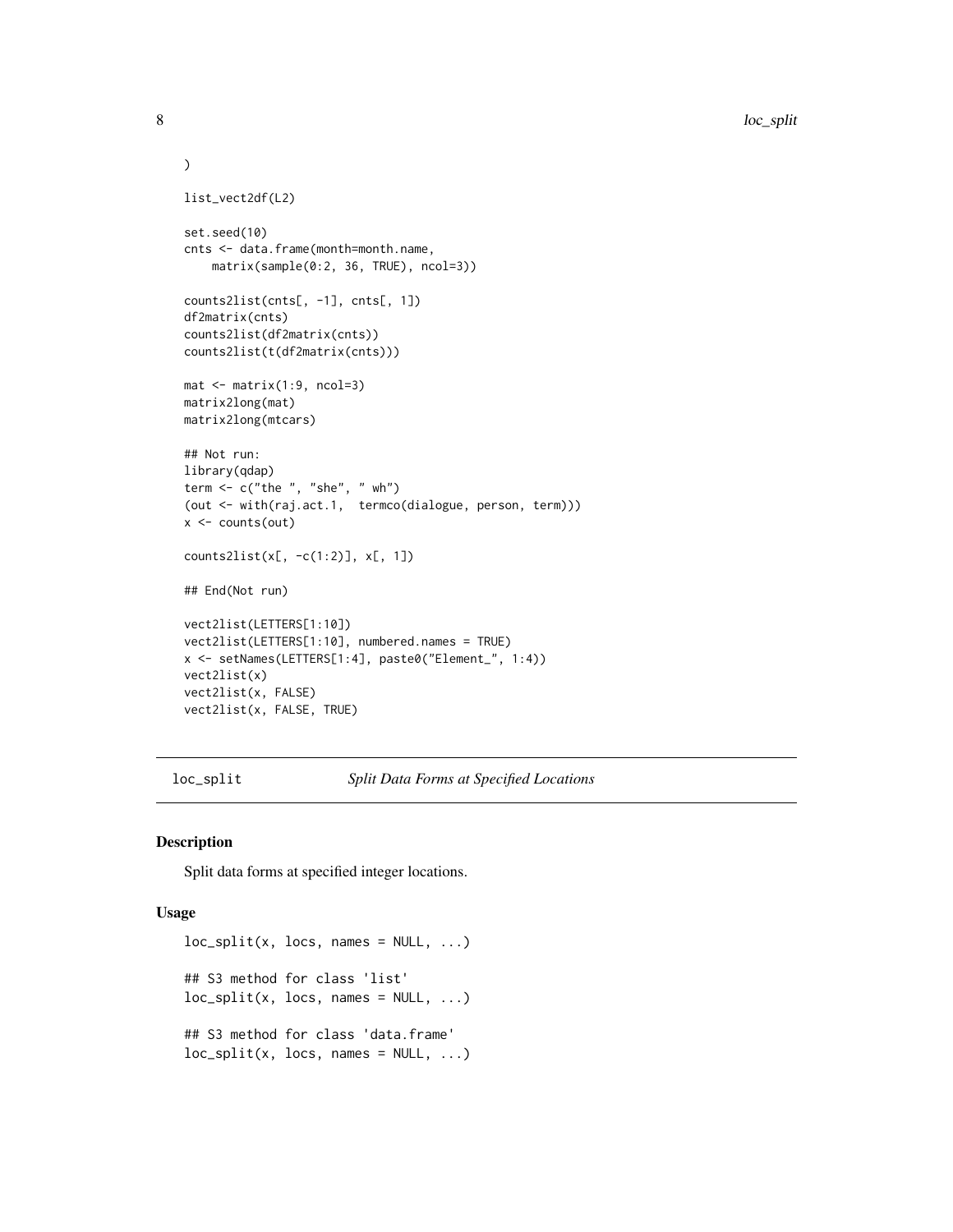```
)

list_vect2df(L2)

set.seed(10)
cnts <- data.frame(month=month.name,
    matrix(sample(0:2, 36, TRUE), ncol=3))

counts2list(cnts[, -1], cnts[, 1])
df2matrix(cnts)
counts2list(df2matrix(cnts))
counts2list(t(df2matrix(cnts)))

mat <- matrix(1:9, ncol=3)
matrix2long(mat)
matrix2long(mtcars)

## Not run:
library(qdap)
term <- c("the ", "she", " wh")
(out <- with(raj.act.1,  termco(dialogue, person, term)))
x <- counts(out)

counts2list(x[, -c(1:2)], x[, 1])

## End(Not run)

vect2list(LETTERS[1:10])
vect2list(LETTERS[1:10], numbered.names = TRUE)
x <- setNames(LETTERS[1:4], paste0("Element_", 1:4))
vect2list(x)
vect2list(x, FALSE)
vect2list(x, FALSE, TRUE)
```

---

## loc_split — *Split Data Forms at Specified Locations*

### Description

Split data forms at specified integer locations.

### Usage

```
loc_split(x, locs, names = NULL, ...)

## S3 method for class 'list'
loc_split(x, locs, names = NULL, ...)

## S3 method for class 'data.frame'
loc_split(x, locs, names = NULL, ...)
```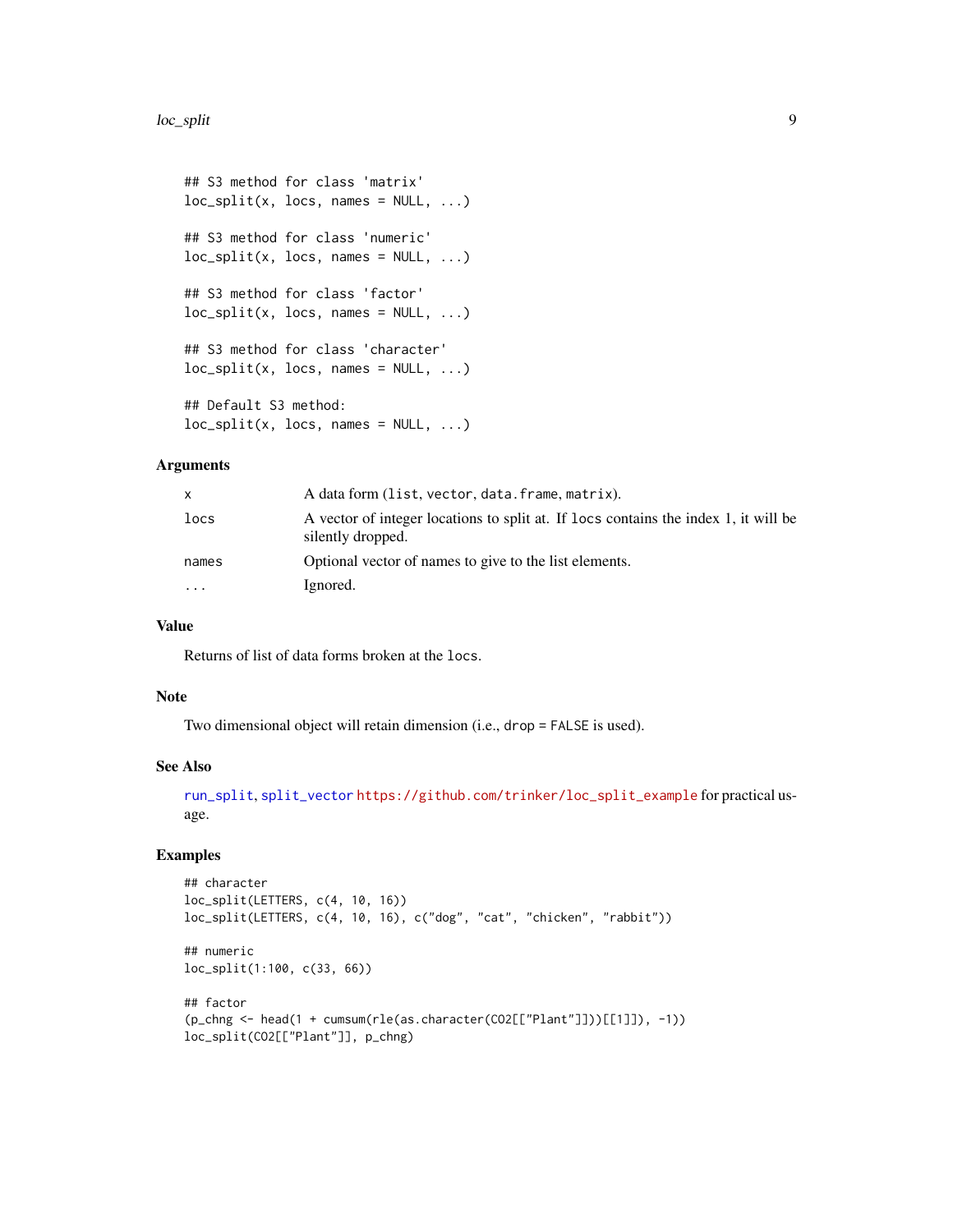```
## S3 method for class 'matrix'
loc_split(x, locs, names = NULL, ...)

## S3 method for class 'numeric'
loc_split(x, locs, names = NULL, ...)

## S3 method for class 'factor'
loc_split(x, locs, names = NULL, ...)

## S3 method for class 'character'
loc_split(x, locs, names = NULL, ...)

## Default S3 method:
loc_split(x, locs, names = NULL, ...)
```

### Arguments

| | |
|---|---|
| x | A data form (`list`, `vector`, `data.frame`, `matrix`). |
| locs | A vector of integer locations to split at. If `locs` contains the index 1, it will be silently dropped. |
| names | Optional vector of names to give to the list elements. |
| ... | Ignored. |

### Value

Returns of list of data forms broken at the `locs`.

### Note

Two dimensional object will retain dimension (i.e., `drop = FALSE` is used).

### See Also

`run_split`, `split_vector` `https://github.com/trinker/loc_split_example` for practical usage.

### Examples

```
## character
loc_split(LETTERS, c(4, 10, 16))
loc_split(LETTERS, c(4, 10, 16), c("dog", "cat", "chicken", "rabbit"))

## numeric
loc_split(1:100, c(33, 66))

## factor
(p_chng <- head(1 + cumsum(rle(as.character(CO2[["Plant"]]))[[1]]), -1))
loc_split(CO2[["Plant"]], p_chng)
```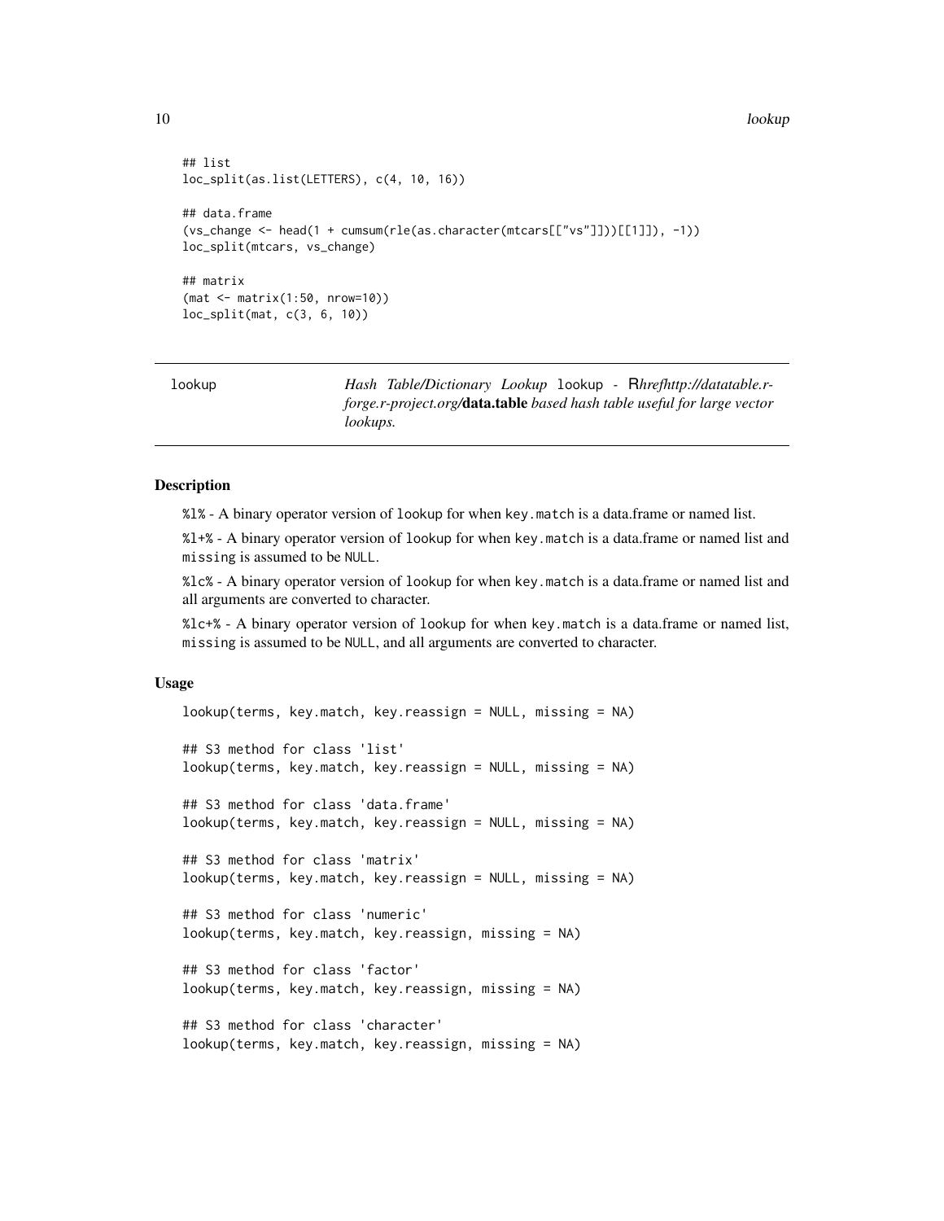```
## list
loc_split(as.list(LETTERS), c(4, 10, 16))

## data.frame
(vs_change <- head(1 + cumsum(rle(as.character(mtcars[["vs"]]))[[1]]), -1))
loc_split(mtcars, vs_change)

## matrix
(mat <- matrix(1:50, nrow=10))
loc_split(mat, c(3, 6, 10))
```

---

`lookup` *Hash Table/Dictionary Lookup* `lookup` *- Rhrefhttp://datatable.r-forge.r-project.org/***data.table** *based hash table useful for large vector lookups.*

---

## Description

`%l%` - A binary operator version of `lookup` for when `key.match` is a data.frame or named list.

`%l+%` - A binary operator version of `lookup` for when `key.match` is a data.frame or named list and `missing` is assumed to be `NULL`.

`%lc%` - A binary operator version of `lookup` for when `key.match` is a data.frame or named list and all arguments are converted to character.

`%lc+%` - A binary operator version of `lookup` for when `key.match` is a data.frame or named list, `missing` is assumed to be `NULL`, and all arguments are converted to character.

## Usage

```
lookup(terms, key.match, key.reassign = NULL, missing = NA)

## S3 method for class 'list'
lookup(terms, key.match, key.reassign = NULL, missing = NA)

## S3 method for class 'data.frame'
lookup(terms, key.match, key.reassign = NULL, missing = NA)

## S3 method for class 'matrix'
lookup(terms, key.match, key.reassign = NULL, missing = NA)

## S3 method for class 'numeric'
lookup(terms, key.match, key.reassign, missing = NA)

## S3 method for class 'factor'
lookup(terms, key.match, key.reassign, missing = NA)

## S3 method for class 'character'
lookup(terms, key.match, key.reassign, missing = NA)
```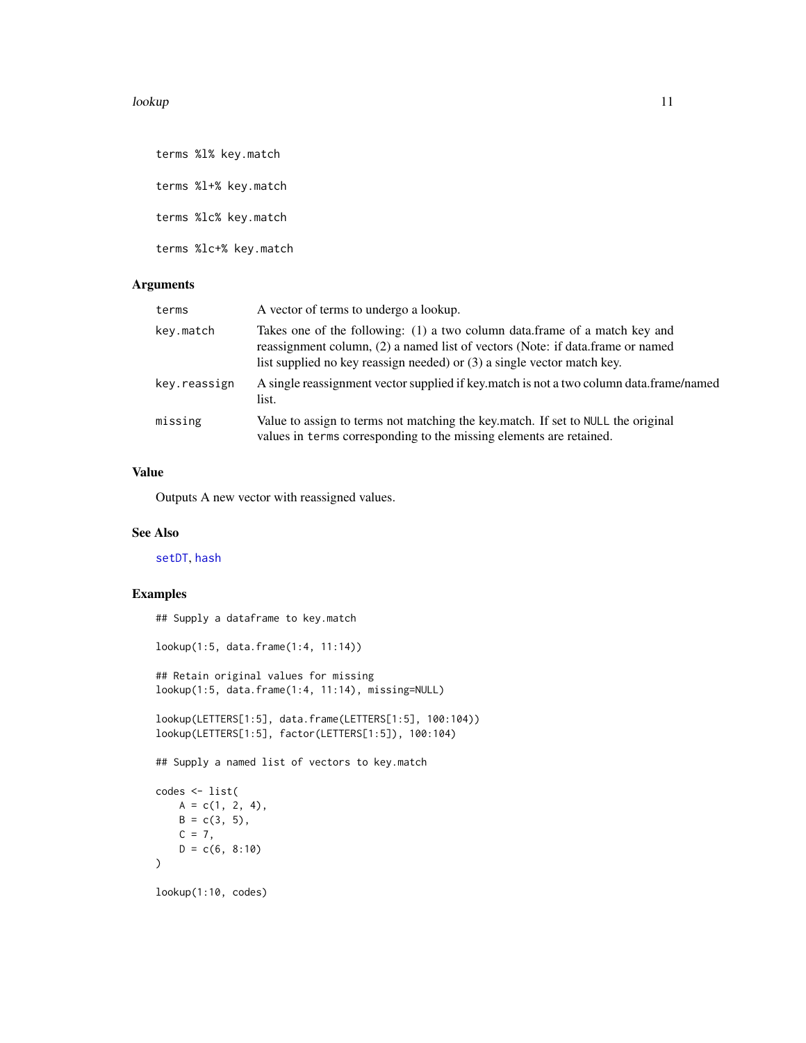```
terms %l% key.match

terms %l+% key.match

terms %lc% key.match

terms %lc+% key.match
```

### Arguments

| | |
|---|---|
| terms | A vector of terms to undergo a lookup. |
| key.match | Takes one of the following: (1) a two column data.frame of a match key and reassignment column, (2) a named list of vectors (Note: if data.frame or named list supplied no key reassign needed) or (3) a single vector match key. |
| key.reassign | A single reassignment vector supplied if key.match is not a two column data.frame/named list. |
| missing | Value to assign to terms not matching the key.match. If set to `NULL` the original values in `terms` corresponding to the missing elements are retained. |

### Value

Outputs A new vector with reassigned values.

### See Also

setDT, hash

### Examples

```
## Supply a dataframe to key.match

lookup(1:5, data.frame(1:4, 11:14))

## Retain original values for missing
lookup(1:5, data.frame(1:4, 11:14), missing=NULL)

lookup(LETTERS[1:5], data.frame(LETTERS[1:5], 100:104))
lookup(LETTERS[1:5], factor(LETTERS[1:5]), 100:104)

## Supply a named list of vectors to key.match

codes <- list(
    A = c(1, 2, 4),
    B = c(3, 5),
    C = 7,
    D = c(6, 8:10)
)

lookup(1:10, codes)
```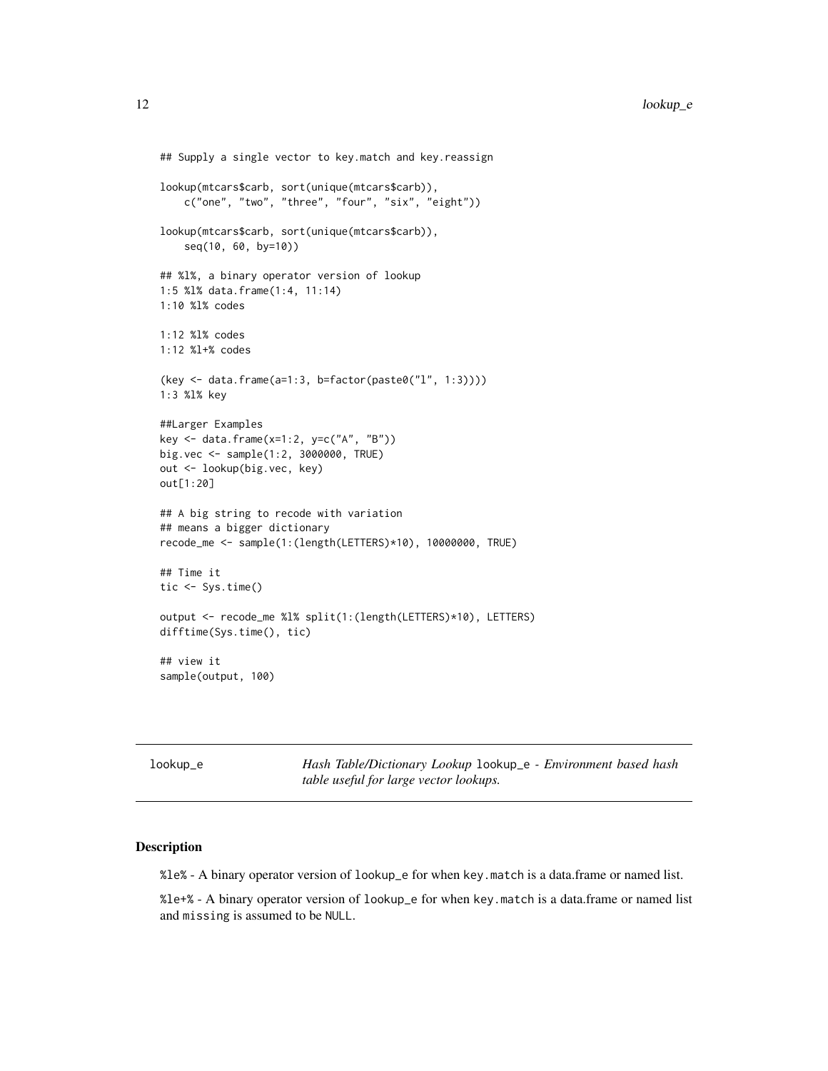```
## Supply a single vector to key.match and key.reassign

lookup(mtcars$carb, sort(unique(mtcars$carb)),
    c("one", "two", "three", "four", "six", "eight"))

lookup(mtcars$carb, sort(unique(mtcars$carb)),
    seq(10, 60, by=10))

## %l%, a binary operator version of lookup
1:5 %l% data.frame(1:4, 11:14)
1:10 %l% codes

1:12 %l% codes
1:12 %l+% codes

(key <- data.frame(a=1:3, b=factor(paste0("l", 1:3))))
1:3 %l% key

##Larger Examples
key <- data.frame(x=1:2, y=c("A", "B"))
big.vec <- sample(1:2, 3000000, TRUE)
out <- lookup(big.vec, key)
out[1:20]

## A big string to recode with variation
## means a bigger dictionary
recode_me <- sample(1:(length(LETTERS)*10), 10000000, TRUE)

## Time it
tic <- Sys.time()

output <- recode_me %l% split(1:(length(LETTERS)*10), LETTERS)
difftime(Sys.time(), tic)

## view it
sample(output, 100)
```

---

lookup_e — *Hash Table/Dictionary Lookup* `lookup_e` - *Environment based hash table useful for large vector lookups.*

---

## Description

`%le%` - A binary operator version of `lookup_e` for when `key.match` is a data.frame or named list.

`%le+%` - A binary operator version of `lookup_e` for when `key.match` is a data.frame or named list and `missing` is assumed to be `NULL`.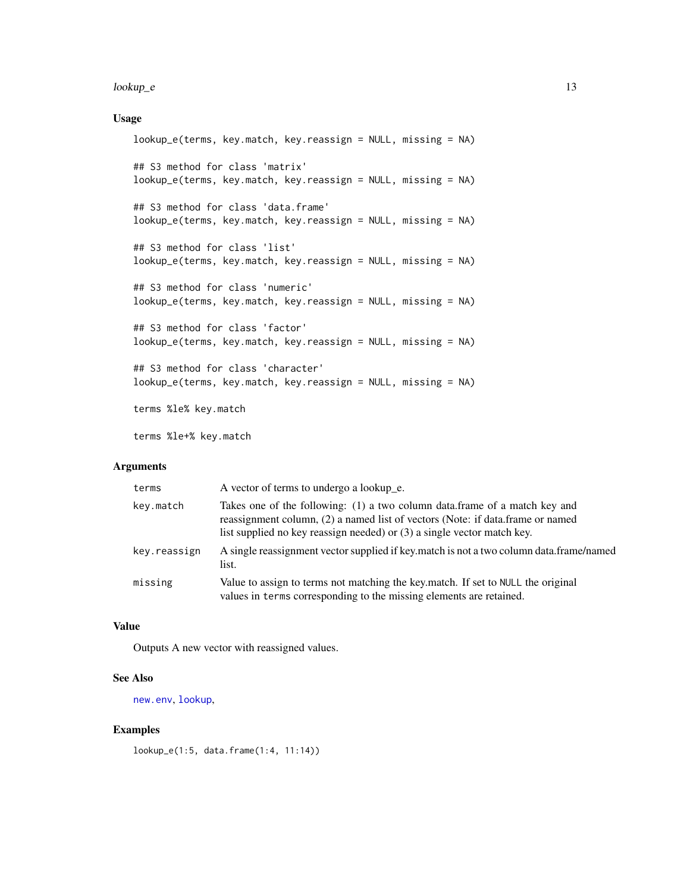### Usage

```
lookup_e(terms, key.match, key.reassign = NULL, missing = NA)

## S3 method for class 'matrix'
lookup_e(terms, key.match, key.reassign = NULL, missing = NA)

## S3 method for class 'data.frame'
lookup_e(terms, key.match, key.reassign = NULL, missing = NA)

## S3 method for class 'list'
lookup_e(terms, key.match, key.reassign = NULL, missing = NA)

## S3 method for class 'numeric'
lookup_e(terms, key.match, key.reassign = NULL, missing = NA)

## S3 method for class 'factor'
lookup_e(terms, key.match, key.reassign = NULL, missing = NA)

## S3 method for class 'character'
lookup_e(terms, key.match, key.reassign = NULL, missing = NA)

terms %le% key.match

terms %le+% key.match
```

### Arguments

| | |
|---|---|
| `terms` | A vector of terms to undergo a lookup_e. |
| `key.match` | Takes one of the following: (1) a two column data.frame of a match key and reassignment column, (2) a named list of vectors (Note: if data.frame or named list supplied no key reassign needed) or (3) a single vector match key. |
| `key.reassign` | A single reassignment vector supplied if key.match is not a two column data.frame/named list. |
| `missing` | Value to assign to terms not matching the key.match. If set to `NULL` the original values in `terms` corresponding to the missing elements are retained. |

### Value

Outputs A new vector with reassigned values.

### See Also

`new.env`, `lookup`,

### Examples

```
lookup_e(1:5, data.frame(1:4, 11:14))
```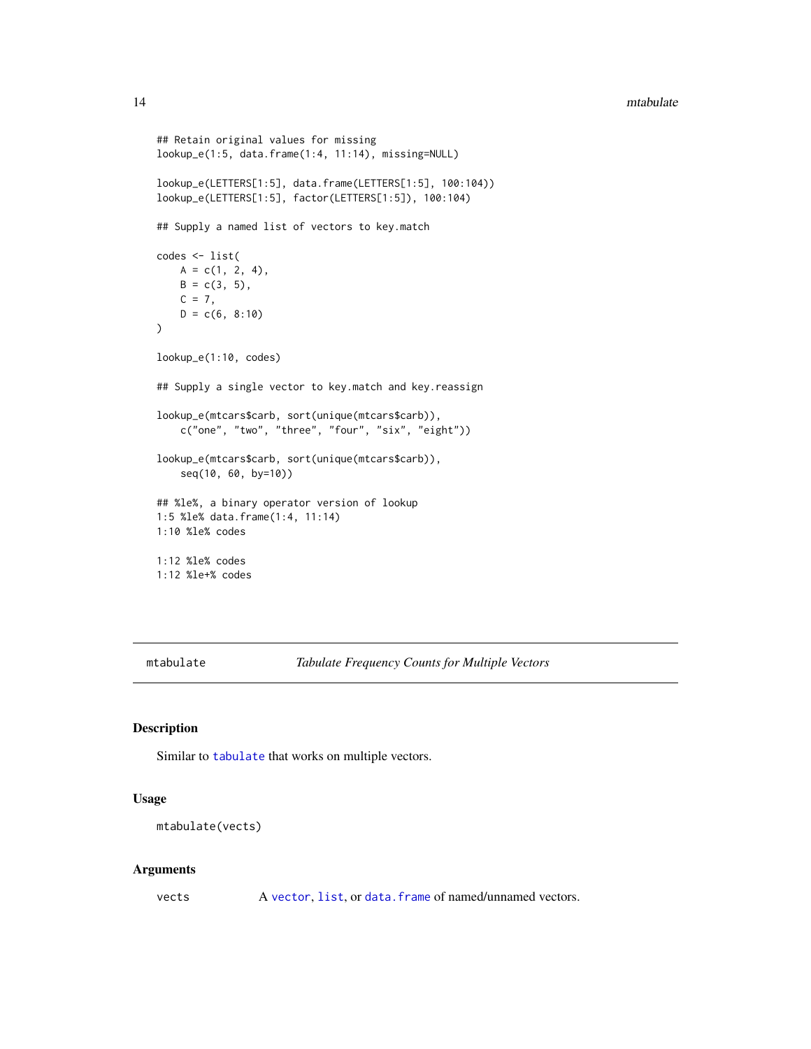```
## Retain original values for missing
lookup_e(1:5, data.frame(1:4, 11:14), missing=NULL)

lookup_e(LETTERS[1:5], data.frame(LETTERS[1:5], 100:104))
lookup_e(LETTERS[1:5], factor(LETTERS[1:5]), 100:104)

## Supply a named list of vectors to key.match

codes <- list(
    A = c(1, 2, 4),
    B = c(3, 5),
    C = 7,
    D = c(6, 8:10)
)

lookup_e(1:10, codes)

## Supply a single vector to key.match and key.reassign

lookup_e(mtcars$carb, sort(unique(mtcars$carb)),
    c("one", "two", "three", "four", "six", "eight"))

lookup_e(mtcars$carb, sort(unique(mtcars$carb)),
    seq(10, 60, by=10))

## %le%, a binary operator version of lookup
1:5 %le% data.frame(1:4, 11:14)
1:10 %le% codes

1:12 %le% codes
1:12 %le+% codes
```

---

## mtabulate — *Tabulate Frequency Counts for Multiple Vectors*

### Description

Similar to `tabulate` that works on multiple vectors.

### Usage

```
mtabulate(vects)
```

### Arguments

| | |
|---|---|
| vects | A `vector`, `list`, or `data.frame` of named/unnamed vectors. |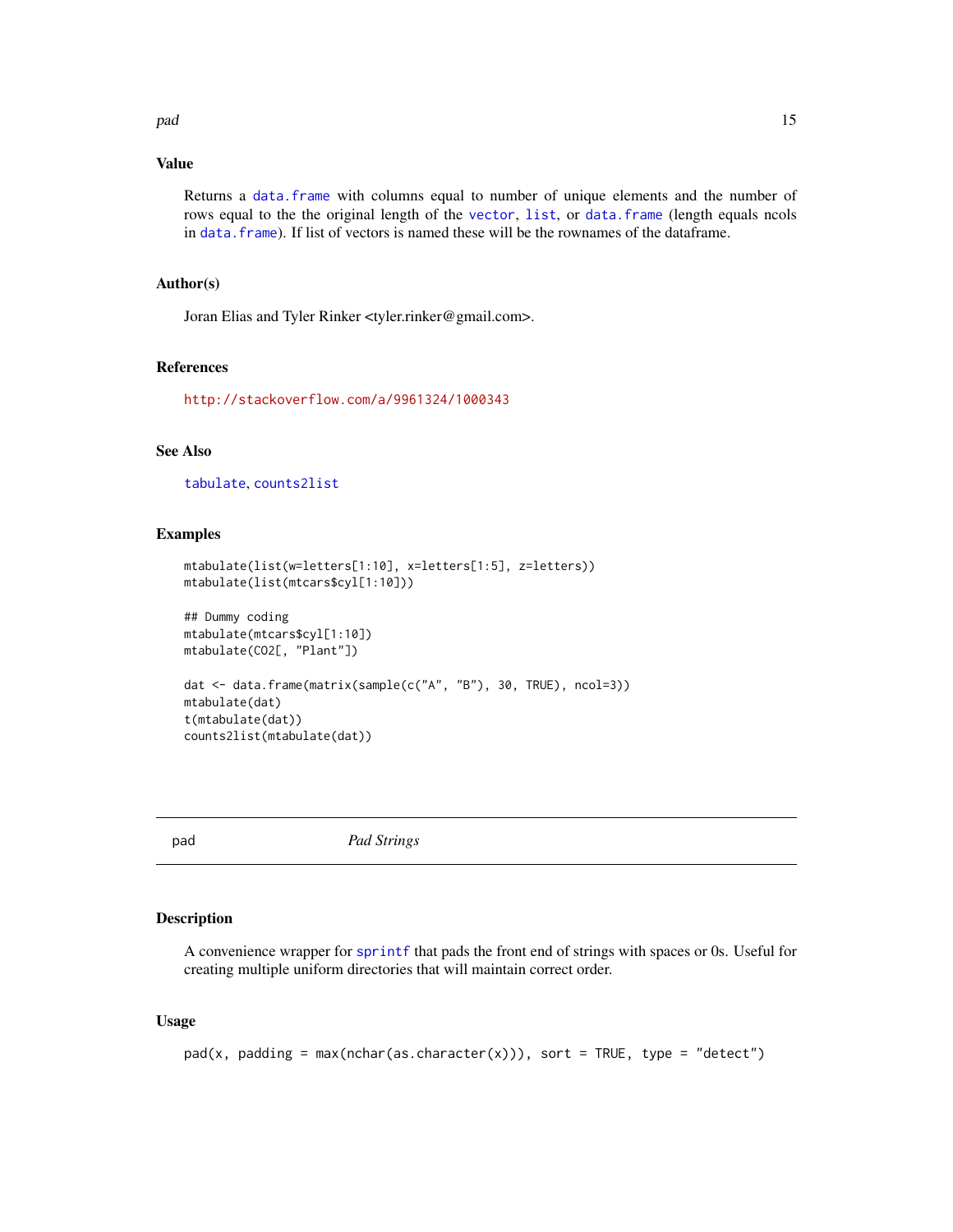## Value

Returns a data.frame with columns equal to number of unique elements and the number of rows equal to the the original length of the vector, list, or data.frame (length equals ncols in data.frame). If list of vectors is named these will be the rownames of the dataframe.

## Author(s)

Joran Elias and Tyler Rinker <tyler.rinker@gmail.com>.

## References

http://stackoverflow.com/a/9961324/1000343

## See Also

tabulate, counts2list

## Examples

```
mtabulate(list(w=letters[1:10], x=letters[1:5], z=letters))
mtabulate(list(mtcars$cyl[1:10]))

## Dummy coding
mtabulate(mtcars$cyl[1:10])
mtabulate(CO2[, "Plant"])

dat <- data.frame(matrix(sample(c("A", "B"), 30, TRUE), ncol=3))
mtabulate(dat)
t(mtabulate(dat))
counts2list(mtabulate(dat))
```

---

# pad *Pad Strings*

## Description

A convenience wrapper for sprintf that pads the front end of strings with spaces or 0s. Useful for creating multiple uniform directories that will maintain correct order.

## Usage

```
pad(x, padding = max(nchar(as.character(x))), sort = TRUE, type = "detect")
```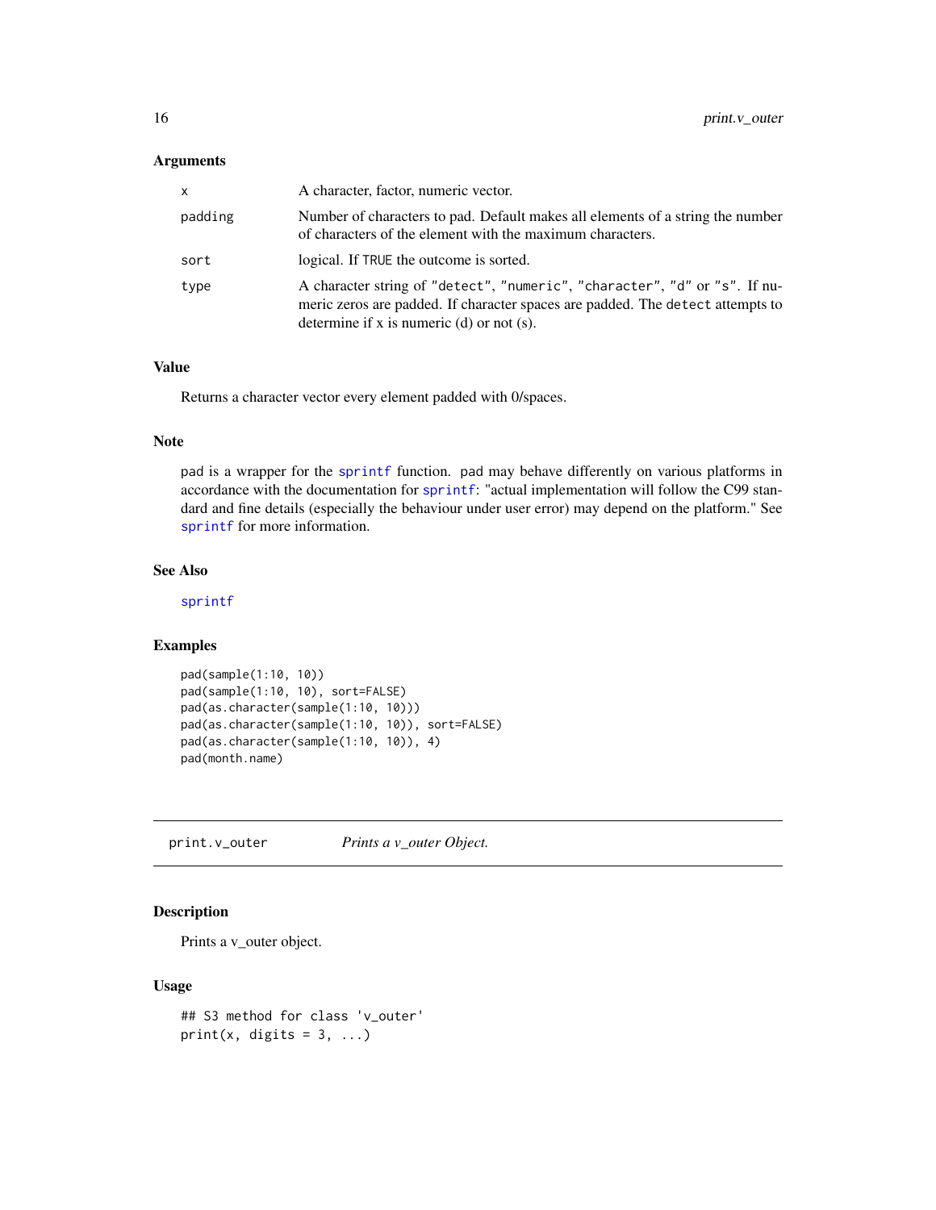## Arguments

| | |
|---|---|
| `x` | A character, factor, numeric vector. |
| `padding` | Number of characters to pad. Default makes all elements of a string the number of characters of the element with the maximum characters. |
| `sort` | logical. If `TRUE` the outcome is sorted. |
| `type` | A character string of `"detect"`, `"numeric"`, `"character"`, `"d"` or `"s"`. If numeric zeros are padded. If character spaces are padded. The `detect` attempts to determine if x is numeric (d) or not (s). |

## Value

Returns a character vector every element padded with 0/spaces.

## Note

`pad` is a wrapper for the `sprintf` function. `pad` may behave differently on various platforms in accordance with the documentation for `sprintf`: "actual implementation will follow the C99 standard and fine details (especially the behaviour under user error) may depend on the platform." See `sprintf` for more information.

## See Also

`sprintf`

## Examples

```
pad(sample(1:10, 10))
pad(sample(1:10, 10), sort=FALSE)
pad(as.character(sample(1:10, 10)))
pad(as.character(sample(1:10, 10)), sort=FALSE)
pad(as.character(sample(1:10, 10)), 4)
pad(month.name)
```

---

# print.v_outer *Prints a v_outer Object.*

## Description

Prints a v_outer object.

## Usage

```
## S3 method for class 'v_outer'
print(x, digits = 3, ...)
```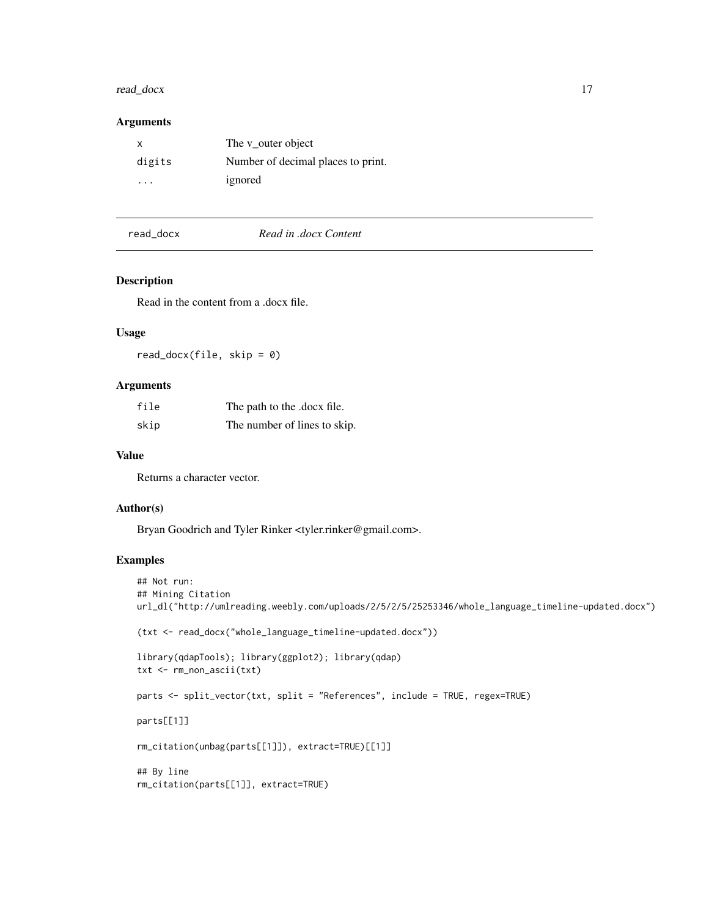### Arguments

| | |
|---|---|
| `x` | The v_outer object |
| `digits` | Number of decimal places to print. |
| `...` | ignored |

## read_docx — *Read in .docx Content*

### Description

Read in the content from a .docx file.

### Usage

```
read_docx(file, skip = 0)
```

### Arguments

| | |
|---|---|
| `file` | The path to the .docx file. |
| `skip` | The number of lines to skip. |

### Value

Returns a character vector.

### Author(s)

Bryan Goodrich and Tyler Rinker <tyler.rinker@gmail.com>.

### Examples

```
## Not run:
## Mining Citation
url_dl("http://umlreading.weebly.com/uploads/2/5/2/5/25253346/whole_language_timeline-updated.docx")

(txt <- read_docx("whole_language_timeline-updated.docx"))

library(qdapTools); library(ggplot2); library(qdap)
txt <- rm_non_ascii(txt)

parts <- split_vector(txt, split = "References", include = TRUE, regex=TRUE)

parts[[1]]

rm_citation(unbag(parts[[1]]), extract=TRUE)[[1]]

## By line
rm_citation(parts[[1]], extract=TRUE)
```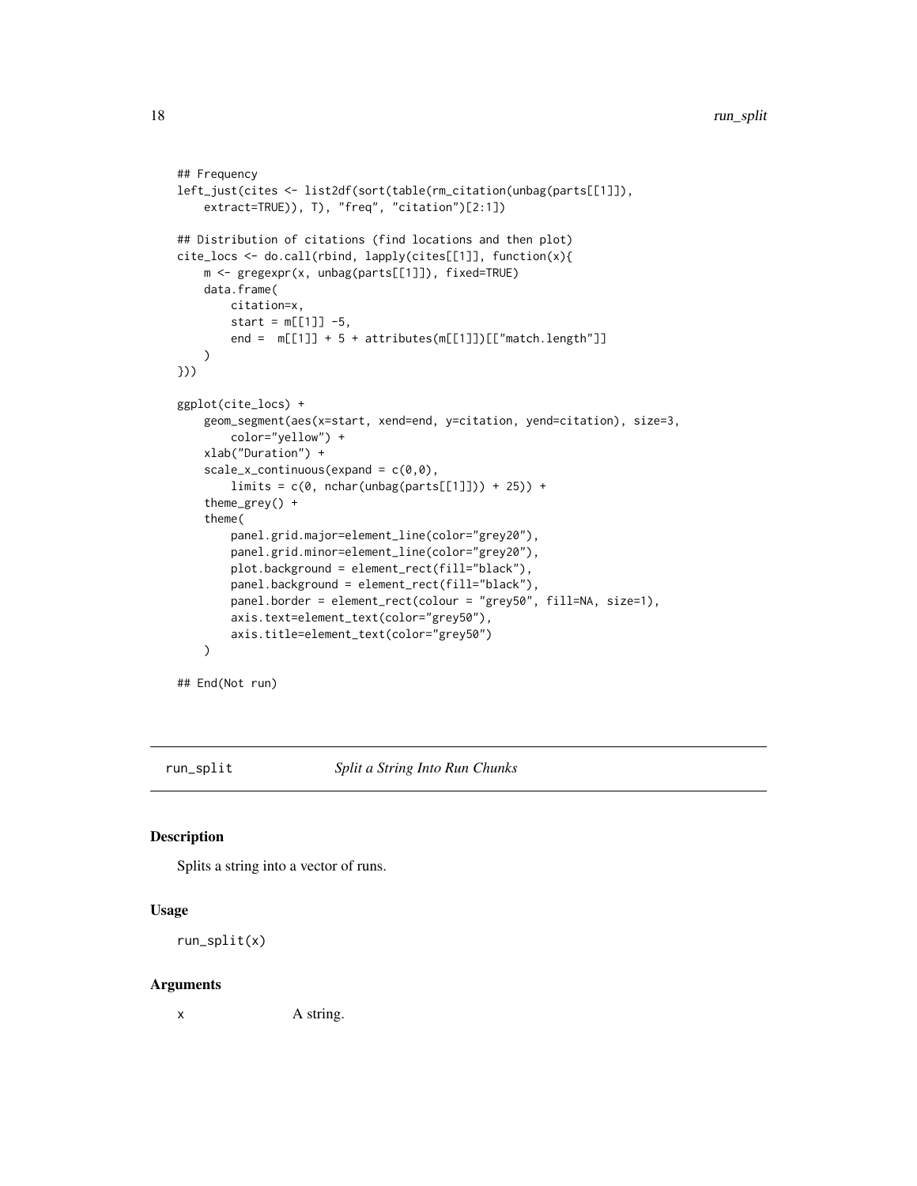```
## Frequency
left_just(cites <- list2df(sort(table(rm_citation(unbag(parts[[1]]),
    extract=TRUE)), T), "freq", "citation")[2:1])

## Distribution of citations (find locations and then plot)
cite_locs <- do.call(rbind, lapply(cites[[1]], function(x){
    m <- gregexpr(x, unbag(parts[[1]]), fixed=TRUE)
    data.frame(
        citation=x,
        start = m[[1]] -5,
        end =  m[[1]] + 5 + attributes(m[[1]])[["match.length"]]
    )
}))

ggplot(cite_locs) +
    geom_segment(aes(x=start, xend=end, y=citation, yend=citation), size=3,
        color="yellow") +
    xlab("Duration") +
    scale_x_continuous(expand = c(0,0),
        limits = c(0, nchar(unbag(parts[[1]])) + 25)) +
    theme_grey() +
    theme(
        panel.grid.major=element_line(color="grey20"),
        panel.grid.minor=element_line(color="grey20"),
        plot.background = element_rect(fill="black"),
        panel.background = element_rect(fill="black"),
        panel.border = element_rect(colour = "grey50", fill=NA, size=1),
        axis.text=element_text(color="grey50"),
        axis.title=element_text(color="grey50")
    )

## End(Not run)
```

---

run_split *Split a String Into Run Chunks*

### Description

Splits a string into a vector of runs.

### Usage

```
run_split(x)
```

### Arguments

| | |
|---|---|
| x | A string. |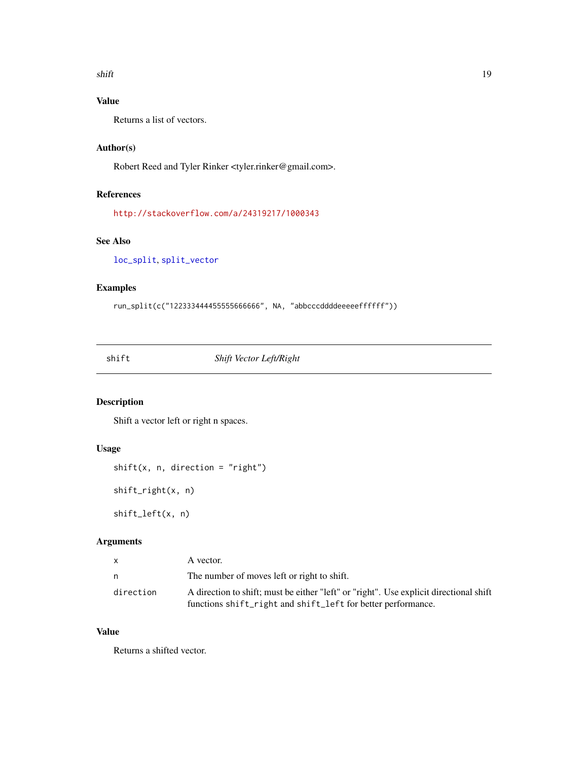### Value

Returns a list of vectors.

### Author(s)

Robert Reed and Tyler Rinker <tyler.rinker@gmail.com>.

### References

http://stackoverflow.com/a/24319217/1000343

### See Also

loc_split, split_vector

### Examples

```
run_split(c("122333444455555666666", NA, "abbcccddddeeeeeffffff"))
```

---

## shift — *Shift Vector Left/Right*

### Description

Shift a vector left or right n spaces.

### Usage

```
shift(x, n, direction = "right")

shift_right(x, n)

shift_left(x, n)
```

### Arguments

| | |
|---|---|
| x | A vector. |
| n | The number of moves left or right to shift. |
| direction | A direction to shift; must be either "left" or "right". Use explicit directional shift functions shift_right and shift_left for better performance. |

### Value

Returns a shifted vector.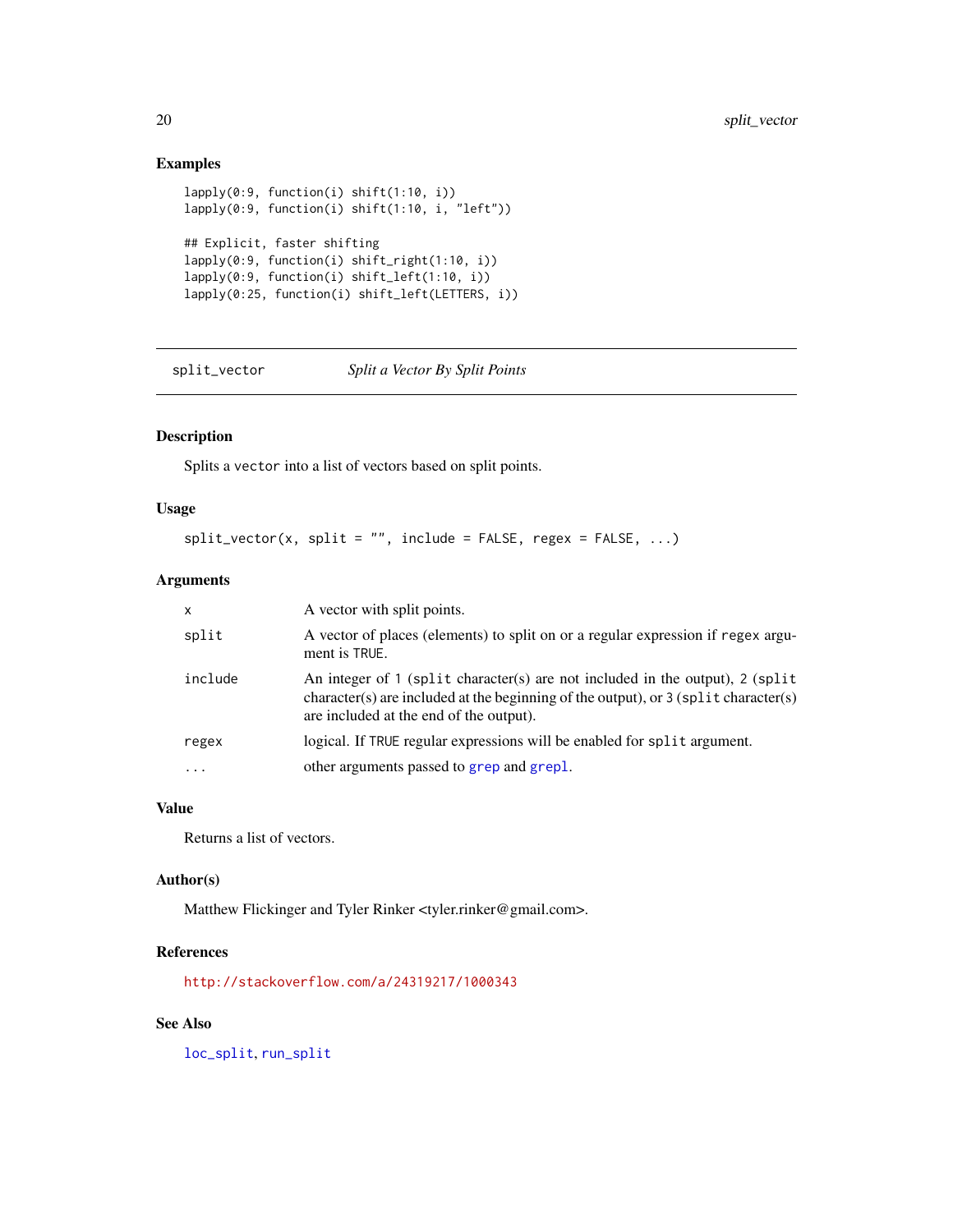## Examples

```
lapply(0:9, function(i) shift(1:10, i))
lapply(0:9, function(i) shift(1:10, i, "left"))

## Explicit, faster shifting
lapply(0:9, function(i) shift_right(1:10, i))
lapply(0:9, function(i) shift_left(1:10, i))
lapply(0:25, function(i) shift_left(LETTERS, i))
```

---

# split_vector — *Split a Vector By Split Points*

---

## Description

Splits a `vector` into a list of vectors based on split points.

## Usage

```
split_vector(x, split = "", include = FALSE, regex = FALSE, ...)
```

## Arguments

| | |
|---|---|
| `x` | A vector with split points. |
| `split` | A vector of places (elements) to split on or a regular expression if `regex` argument is `TRUE`. |
| `include` | An integer of `1` (`split` character(s) are not included in the output), `2` (`split` character(s) are included at the beginning of the output), or `3` (`split` character(s) are included at the end of the output). |
| `regex` | logical. If `TRUE` regular expressions will be enabled for `split` argument. |
| `...` | other arguments passed to `grep` and `grepl`. |

## Value

Returns a list of vectors.

## Author(s)

Matthew Flickinger and Tyler Rinker <tyler.rinker@gmail.com>.

## References

http://stackoverflow.com/a/24319217/1000343

## See Also

`loc_split`, `run_split`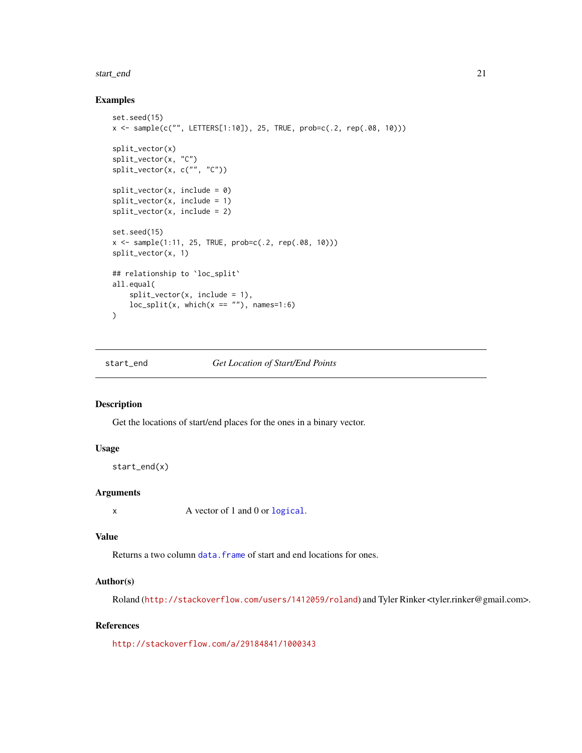### Examples

```
set.seed(15)
x <- sample(c("", LETTERS[1:10]), 25, TRUE, prob=c(.2, rep(.08, 10)))

split_vector(x)
split_vector(x, "C")
split_vector(x, c("", "C"))

split_vector(x, include = 0)
split_vector(x, include = 1)
split_vector(x, include = 2)

set.seed(15)
x <- sample(1:11, 25, TRUE, prob=c(.2, rep(.08, 10)))
split_vector(x, 1)

## relationship to `loc_split`
all.equal(
    split_vector(x, include = 1),
    loc_split(x, which(x == ""), names=1:6)
)
```

---

## start_end &nbsp;&nbsp;&nbsp;&nbsp; *Get Location of Start/End Points*

---

### Description

Get the locations of start/end places for the ones in a binary vector.

### Usage

```
start_end(x)
```

### Arguments

| | |
|---|---|
| x | A vector of 1 and 0 or `logical`. |

### Value

Returns a two column `data.frame` of start and end locations for ones.

### Author(s)

Roland (http://stackoverflow.com/users/1412059/roland) and Tyler Rinker <tyler.rinker@gmail.com>.

### References

http://stackoverflow.com/a/29184841/1000343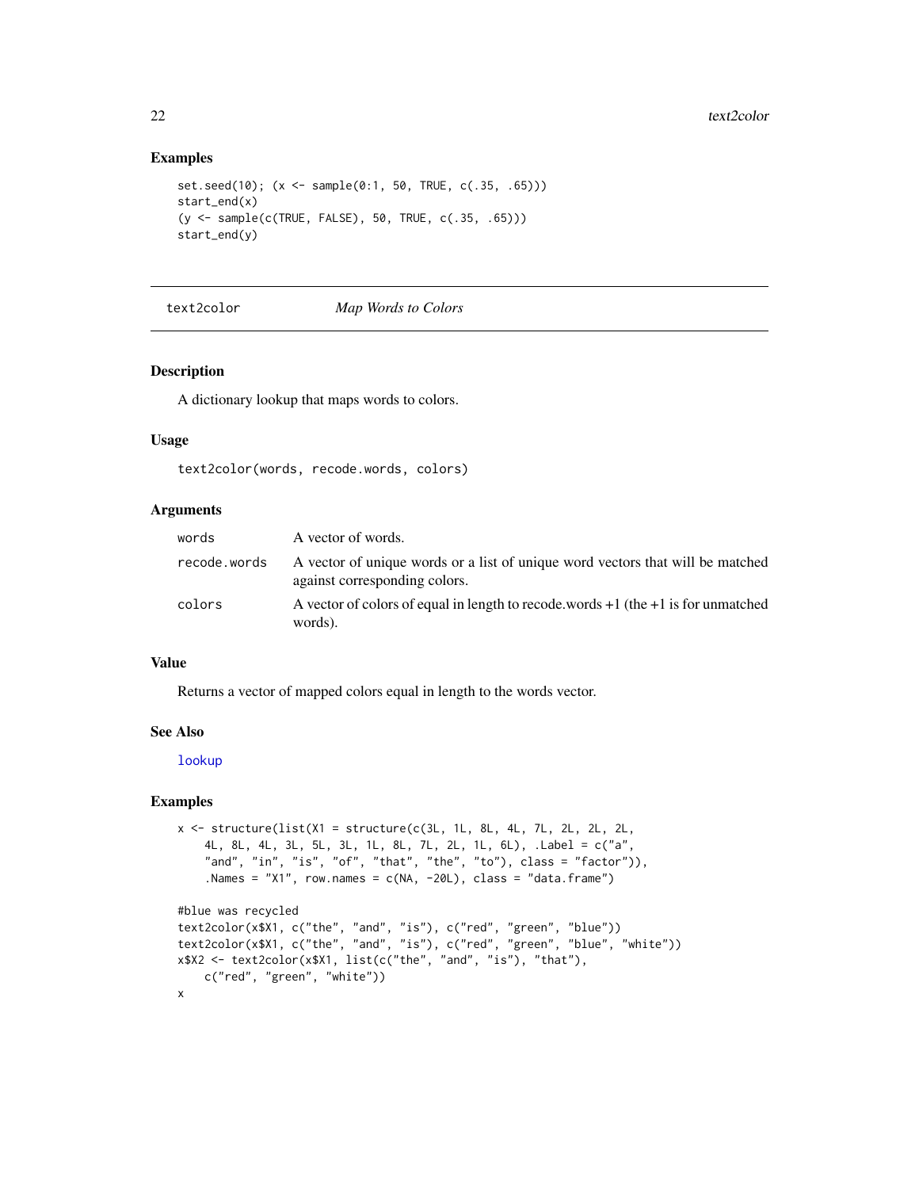## Examples

```
set.seed(10); (x <- sample(0:1, 50, TRUE, c(.35, .65)))
start_end(x)
(y <- sample(c(TRUE, FALSE), 50, TRUE, c(.35, .65)))
start_end(y)
```

---

## text2color *Map Words to Colors*

---

### Description

A dictionary lookup that maps words to colors.

### Usage

```
text2color(words, recode.words, colors)
```

### Arguments

| | |
|---|---|
| words | A vector of words. |
| recode.words | A vector of unique words or a list of unique word vectors that will be matched against corresponding colors. |
| colors | A vector of colors of equal in length to recode.words +1 (the +1 is for unmatched words). |

### Value

Returns a vector of mapped colors equal in length to the words vector.

### See Also

lookup

### Examples

```
x <- structure(list(X1 = structure(c(3L, 1L, 8L, 4L, 7L, 2L, 2L, 2L,
    4L, 8L, 4L, 3L, 5L, 3L, 1L, 8L, 7L, 2L, 1L, 6L), .Label = c("a",
    "and", "in", "is", "of", "that", "the", "to"), class = "factor")),
    .Names = "X1", row.names = c(NA, -20L), class = "data.frame")

#blue was recycled
text2color(x$X1, c("the", "and", "is"), c("red", "green", "blue"))
text2color(x$X1, c("the", "and", "is"), c("red", "green", "blue", "white"))
x$X2 <- text2color(x$X1, list(c("the", "and", "is"), "that"),
    c("red", "green", "white"))
x
```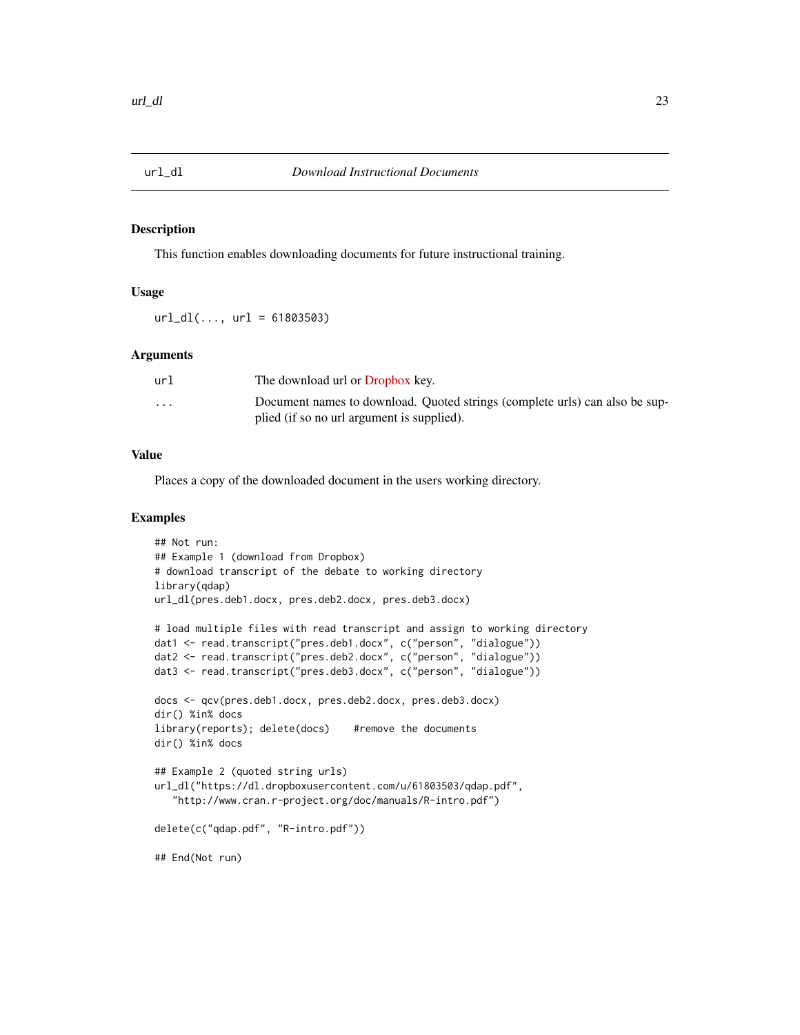## url_dl — *Download Instructional Documents*

### Description

This function enables downloading documents for future instructional training.

### Usage

```
url_dl(..., url = 61803503)
```

### Arguments

| | |
|---|---|
| `url` | The download url or Dropbox key. |
| `...` | Document names to download. Quoted strings (complete urls) can also be supplied (if so no url argument is supplied). |

### Value

Places a copy of the downloaded document in the users working directory.

### Examples

```
## Not run:
## Example 1 (download from Dropbox)
# download transcript of the debate to working directory
library(qdap)
url_dl(pres.deb1.docx, pres.deb2.docx, pres.deb3.docx)

# load multiple files with read transcript and assign to working directory
dat1 <- read.transcript("pres.deb1.docx", c("person", "dialogue"))
dat2 <- read.transcript("pres.deb2.docx", c("person", "dialogue"))
dat3 <- read.transcript("pres.deb3.docx", c("person", "dialogue"))

docs <- qcv(pres.deb1.docx, pres.deb2.docx, pres.deb3.docx)
dir() %in% docs
library(reports); delete(docs)    #remove the documents
dir() %in% docs

## Example 2 (quoted string urls)
url_dl("https://dl.dropboxusercontent.com/u/61803503/qdap.pdf",
   "http://www.cran.r-project.org/doc/manuals/R-intro.pdf")

delete(c("qdap.pdf", "R-intro.pdf"))

## End(Not run)
```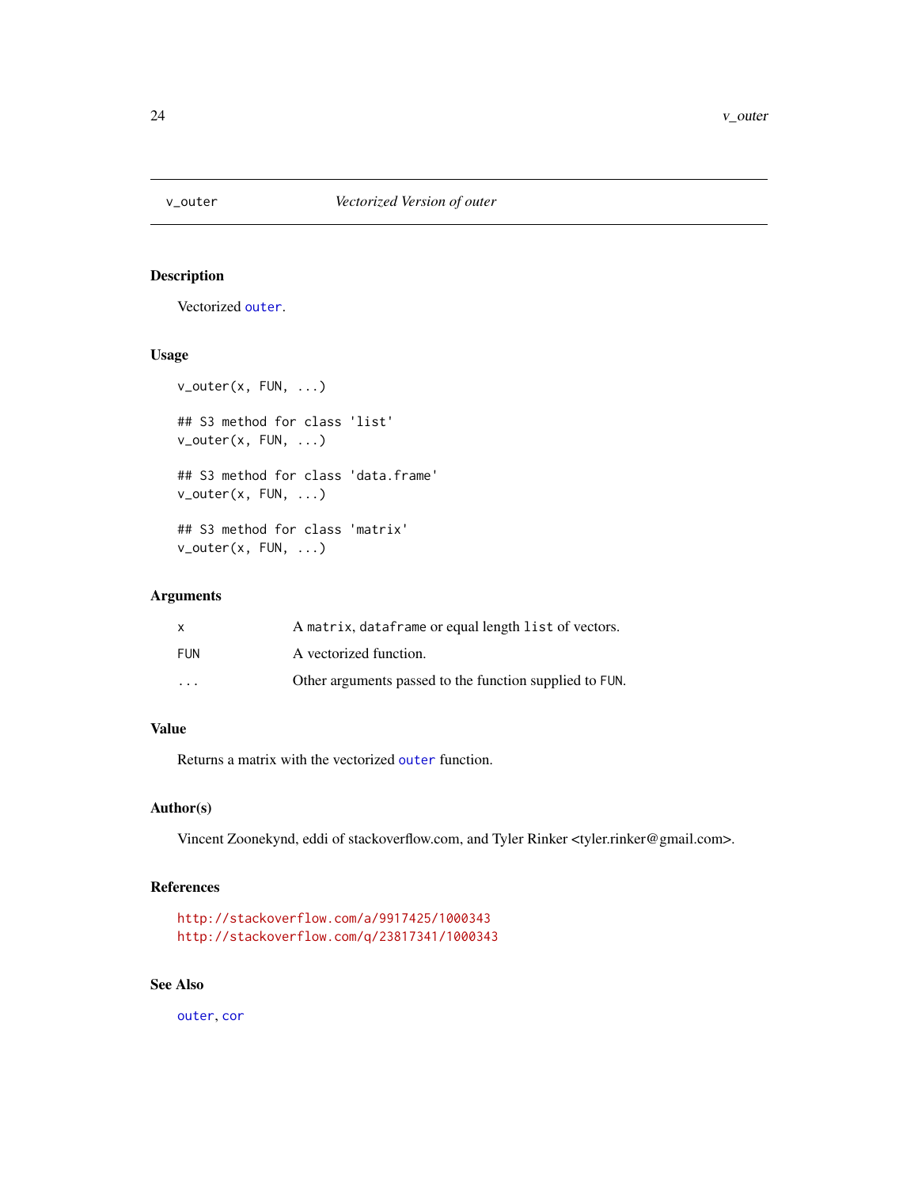v_outer — *Vectorized Version of outer*

## Description

Vectorized `outer`.

## Usage

```
v_outer(x, FUN, ...)

## S3 method for class 'list'
v_outer(x, FUN, ...)

## S3 method for class 'data.frame'
v_outer(x, FUN, ...)

## S3 method for class 'matrix'
v_outer(x, FUN, ...)
```

## Arguments

| | |
|---|---|
| x | A `matrix`, `dataframe` or equal length `list` of vectors. |
| FUN | A vectorized function. |
| ... | Other arguments passed to the function supplied to `FUN`. |

## Value

Returns a matrix with the vectorized `outer` function.

## Author(s)

Vincent Zoonekynd, eddi of stackoverflow.com, and Tyler Rinker <tyler.rinker@gmail.com>.

## References

http://stackoverflow.com/a/9917425/1000343
http://stackoverflow.com/q/23817341/1000343

## See Also

`outer`, `cor`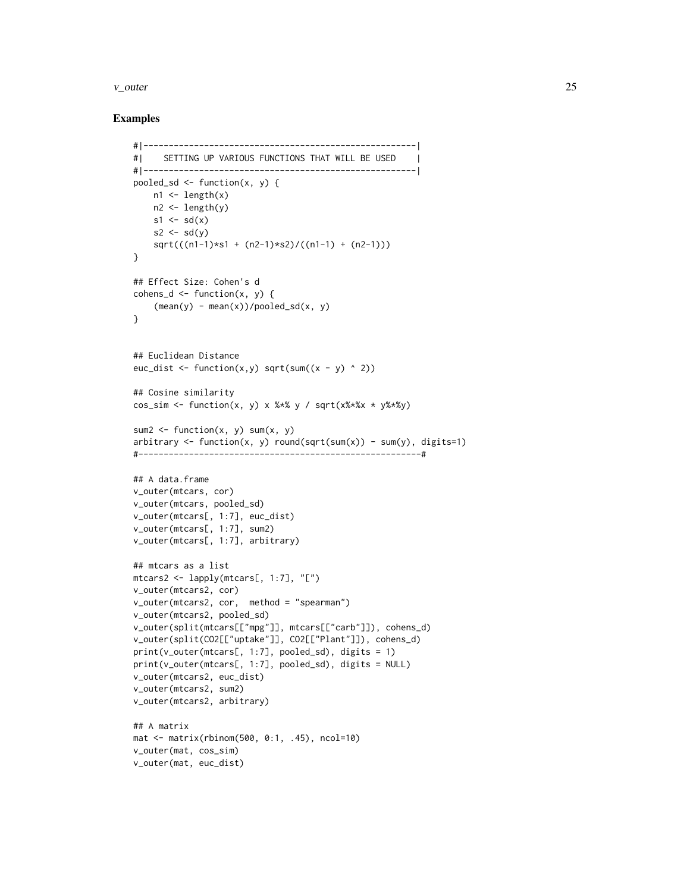## Examples

```
#|-----------------------------------------------------|
#|    SETTING UP VARIOUS FUNCTIONS THAT WILL BE USED    |
#|-----------------------------------------------------|
pooled_sd <- function(x, y) {
    n1 <- length(x)
    n2 <- length(y)
    s1 <- sd(x)
    s2 <- sd(y)
    sqrt(((n1-1)*s1 + (n2-1)*s2)/((n1-1) + (n2-1)))
}

## Effect Size: Cohen's d
cohens_d <- function(x, y) {
    (mean(y) - mean(x))/pooled_sd(x, y)
}


## Euclidean Distance
euc_dist <- function(x,y) sqrt(sum((x - y) ^ 2))

## Cosine similarity
cos_sim <- function(x, y) x %*% y / sqrt(x%*%x * y%*%y)

sum2 <- function(x, y) sum(x, y)
arbitrary <- function(x, y) round(sqrt(sum(x)) - sum(y), digits=1)
#------------------------------------------------------#

## A data.frame
v_outer(mtcars, cor)
v_outer(mtcars, pooled_sd)
v_outer(mtcars[, 1:7], euc_dist)
v_outer(mtcars[, 1:7], sum2)
v_outer(mtcars[, 1:7], arbitrary)

## mtcars as a list
mtcars2 <- lapply(mtcars[, 1:7], "[")
v_outer(mtcars2, cor)
v_outer(mtcars2, cor,  method = "spearman")
v_outer(mtcars2, pooled_sd)
v_outer(split(mtcars[["mpg"]], mtcars[["carb"]]), cohens_d)
v_outer(split(CO2[["uptake"]], CO2[["Plant"]]), cohens_d)
print(v_outer(mtcars[, 1:7], pooled_sd), digits = 1)
print(v_outer(mtcars[, 1:7], pooled_sd), digits = NULL)
v_outer(mtcars2, euc_dist)
v_outer(mtcars2, sum2)
v_outer(mtcars2, arbitrary)

## A matrix
mat <- matrix(rbinom(500, 0:1, .45), ncol=10)
v_outer(mat, cos_sim)
v_outer(mat, euc_dist)
```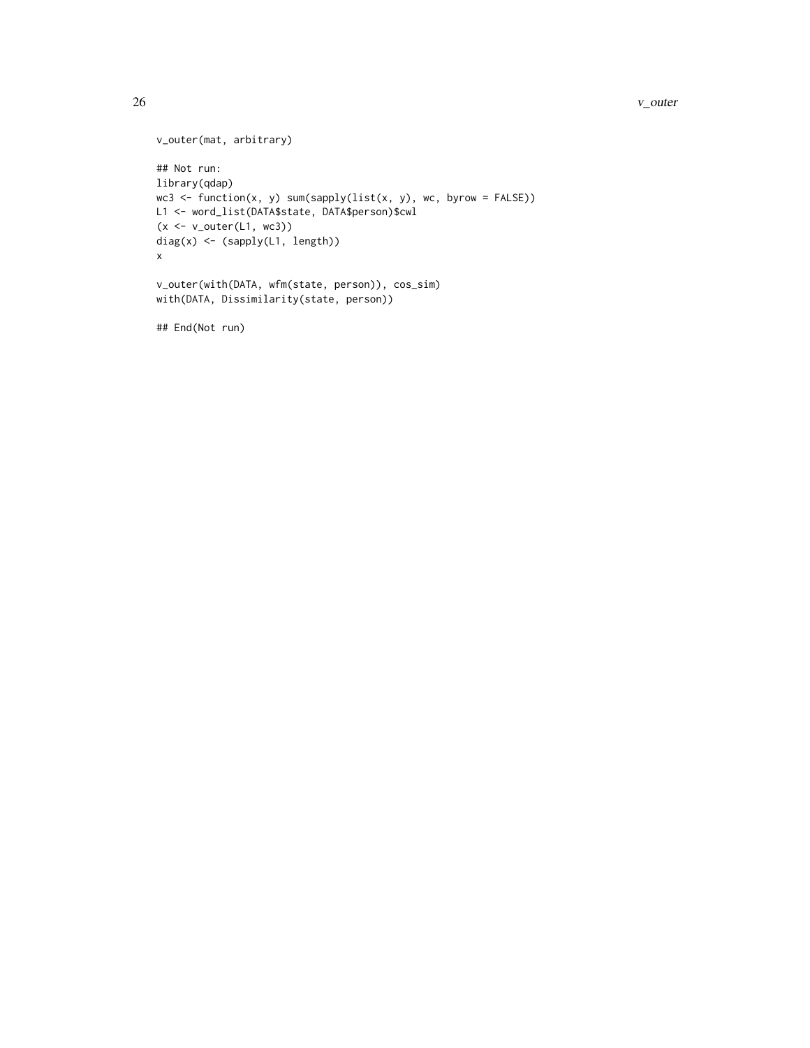```
v_outer(mat, arbitrary)

## Not run:
library(qdap)
wc3 <- function(x, y) sum(sapply(list(x, y), wc, byrow = FALSE))
L1 <- word_list(DATA$state, DATA$person)$cwl
(x <- v_outer(L1, wc3))
diag(x) <- (sapply(L1, length))
x

v_outer(with(DATA, wfm(state, person)), cos_sim)
with(DATA, Dissimilarity(state, person))

## End(Not run)
```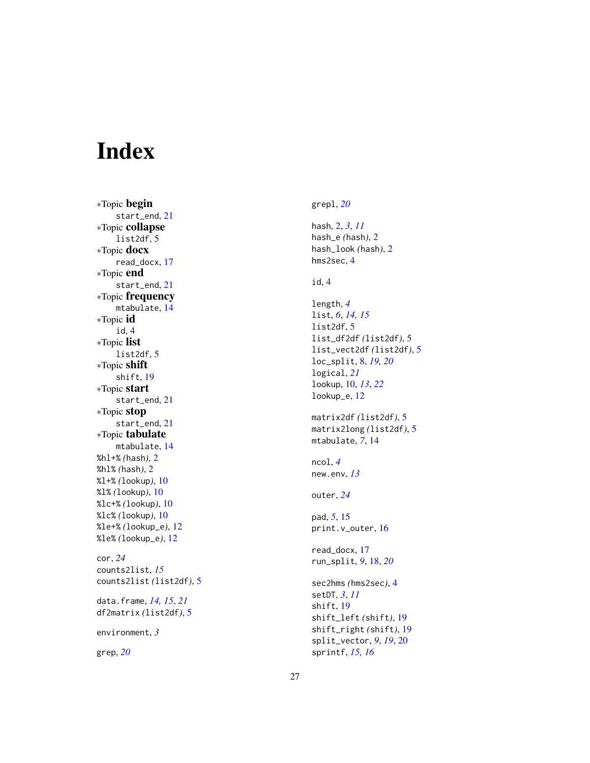# Index

*Topic **begin**
  start_end, 21
*Topic **collapse**
  list2df, 5
*Topic **docx**
  read_docx, 17
*Topic **end**
  start_end, 21
*Topic **frequency**
  mtabulate, 14
*Topic **id**
  id, 4
*Topic **list**
  list2df, 5
*Topic **shift**
  shift, 19
*Topic **start**
  start_end, 21
*Topic **stop**
  start_end, 21
*Topic **tabulate**
  mtabulate, 14

%hl+% *(*hash*)*, 2
%hl% *(*hash*)*, 2
%l+% *(*lookup*)*, 10
%l% *(*lookup*)*, 10
%lc+% *(*lookup*)*, 10
%lc% *(*lookup*)*, 10
%le+% *(*lookup_e*)*, 12
%le% *(*lookup_e*)*, 12

cor, *24*
counts2list, *15*
counts2list *(*list2df*)*, 5

data.frame, *14, 15*, *21*
df2matrix *(*list2df*)*, 5

environment, *3*

grep, *20*
grepl, *20*

hash, 2, *3*, *11*
hash_e *(*hash*)*, 2
hash_look *(*hash*)*, 2
hms2sec, 4

id, 4

length, *4*
list, *6*, *14, 15*
list2df, 5
list_df2df *(*list2df*)*, 5
list_vect2df *(*list2df*)*, 5
loc_split, 8, *19, 20*
logical, *21*
lookup, 10, *13*, *22*
lookup_e, 12

matrix2df *(*list2df*)*, 5
matrix2long *(*list2df*)*, 5
mtabulate, *7*, 14

ncol, *4*
new.env, *13*

outer, *24*

pad, *5*, 15
print.v_outer, 16

read_docx, 17
run_split, *9*, 18, *20*

sec2hms *(*hms2sec*)*, 4
setDT, *3*, *11*
shift, 19
shift_left *(*shift*)*, 19
shift_right *(*shift*)*, 19
split_vector, *9*, *19*, 20
sprintf, *15, 16*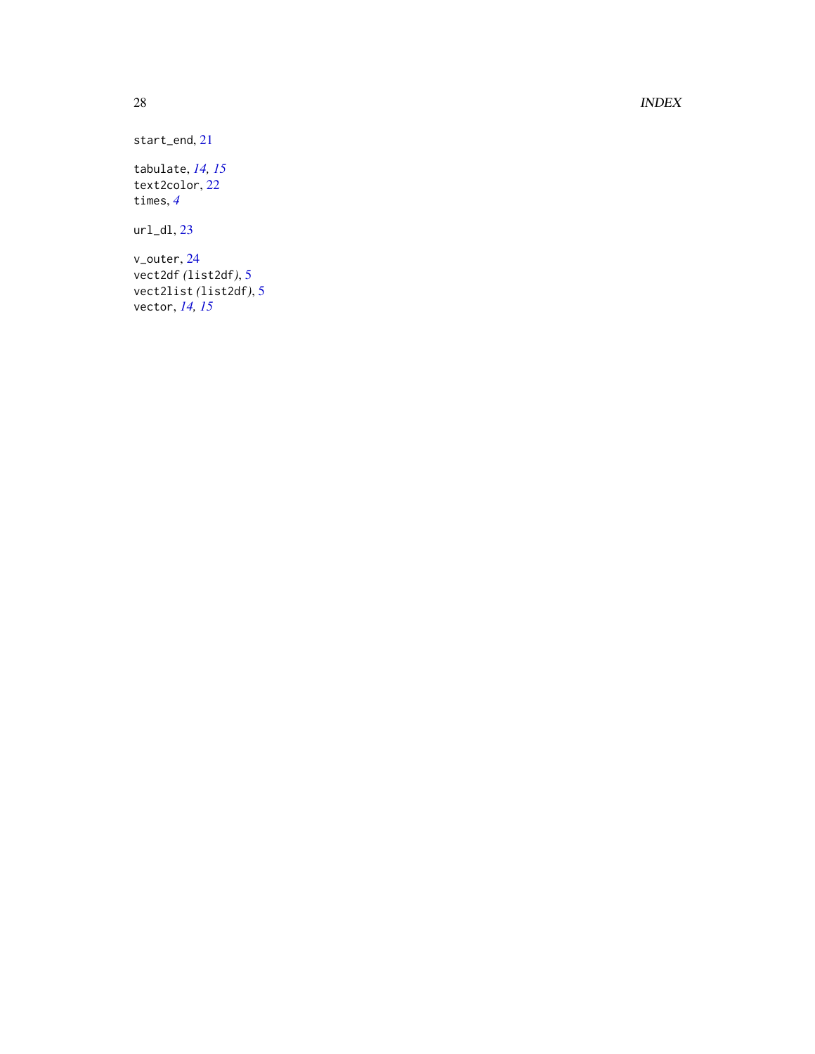start_end, 21

tabulate, *14, 15*
text2color, 22
times, *4*

url_dl, 23

v_outer, 24
vect2df *(*list2df*)*, 5
vect2list *(*list2df*)*, 5
vector, *14, 15*